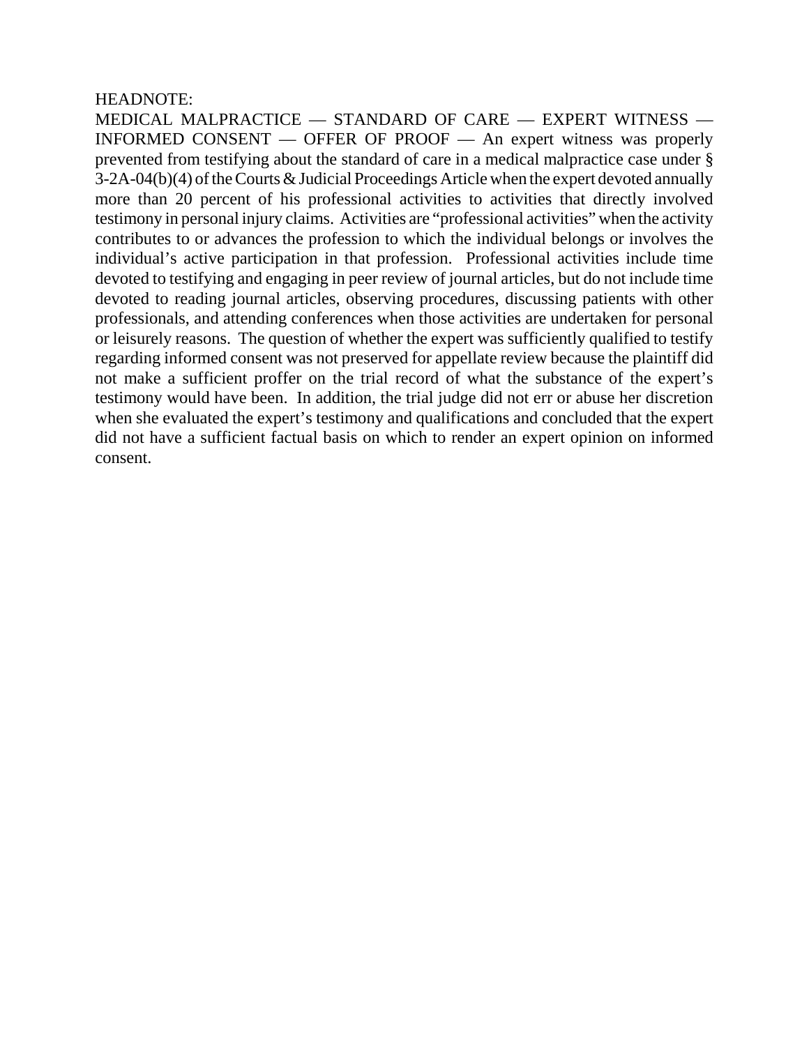HEADNOTE:

MEDICAL MALPRACTICE — STANDARD OF CARE — EXPERT WITNESS — INFORMED CONSENT — OFFER OF PROOF — An expert witness was properly prevented from testifying about the standard of care in a medical malpractice case under § 3-2A-04(b)(4) of the Courts & Judicial Proceedings Article when the expert devoted annually more than 20 percent of his professional activities to activities that directly involved testimony in personal injury claims. Activities are "professional activities" when the activity contributes to or advances the profession to which the individual belongs or involves the individual's active participation in that profession. Professional activities include time devoted to testifying and engaging in peer review of journal articles, but do not include time devoted to reading journal articles, observing procedures, discussing patients with other professionals, and attending conferences when those activities are undertaken for personal or leisurely reasons. The question of whether the expert was sufficiently qualified to testify regarding informed consent was not preserved for appellate review because the plaintiff did not make a sufficient proffer on the trial record of what the substance of the expert's testimony would have been. In addition, the trial judge did not err or abuse her discretion when she evaluated the expert's testimony and qualifications and concluded that the expert did not have a sufficient factual basis on which to render an expert opinion on informed consent.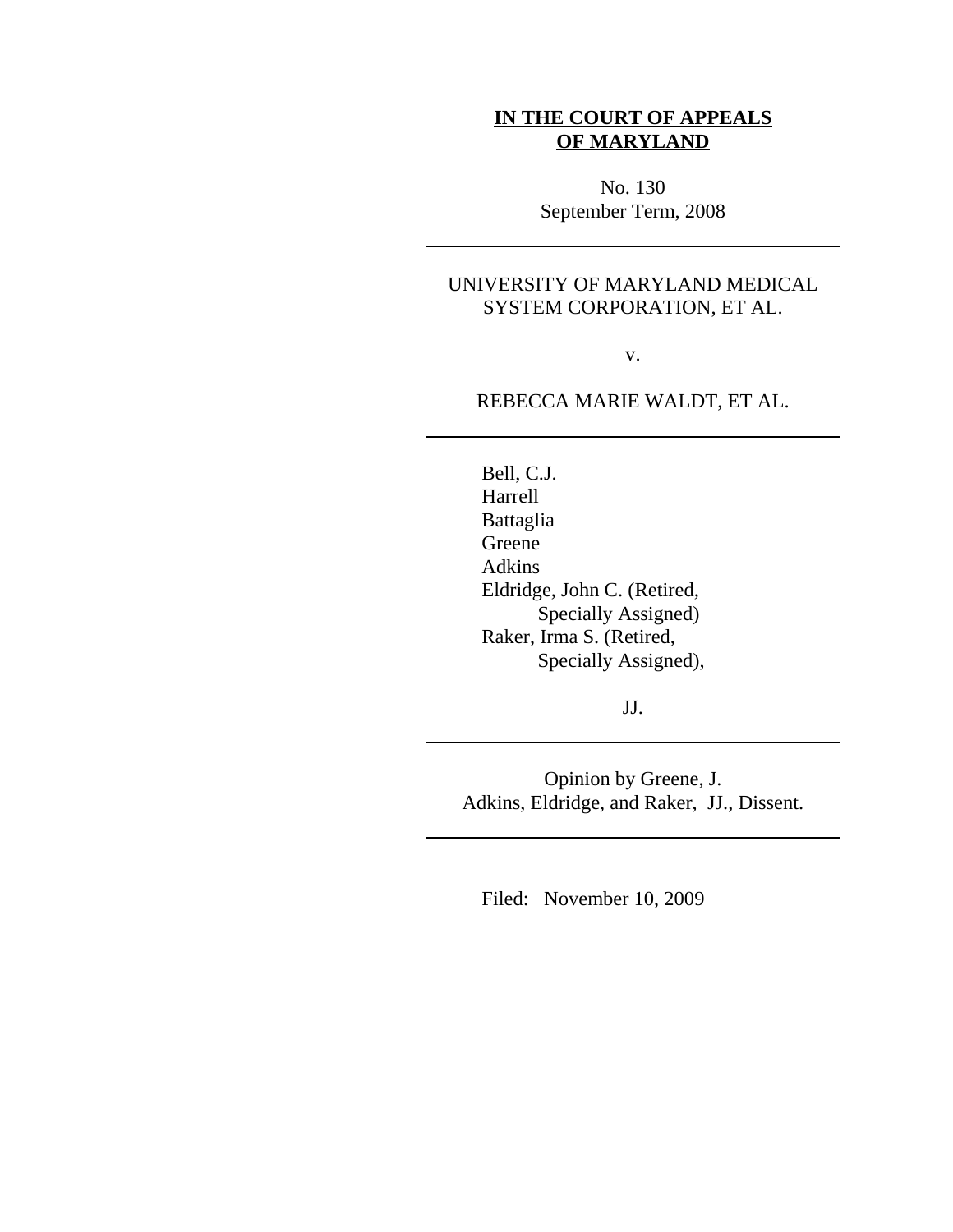**IN THE COURT OF APPEALS OF MARYLAND**

No. 130
September Term, 2008

---

UNIVERSITY OF MARYLAND MEDICAL SYSTEM CORPORATION, ET AL.

v.

REBECCA MARIE WALDT, ET AL.

---

Bell, C.J.
Harrell
Battaglia
Greene
Adkins
Eldridge, John C. (Retired, Specially Assigned)
Raker, Irma S. (Retired, Specially Assigned),

JJ.

---

Opinion by Greene, J.
Adkins, Eldridge, and Raker, JJ., Dissent.

---

Filed: November 10, 2009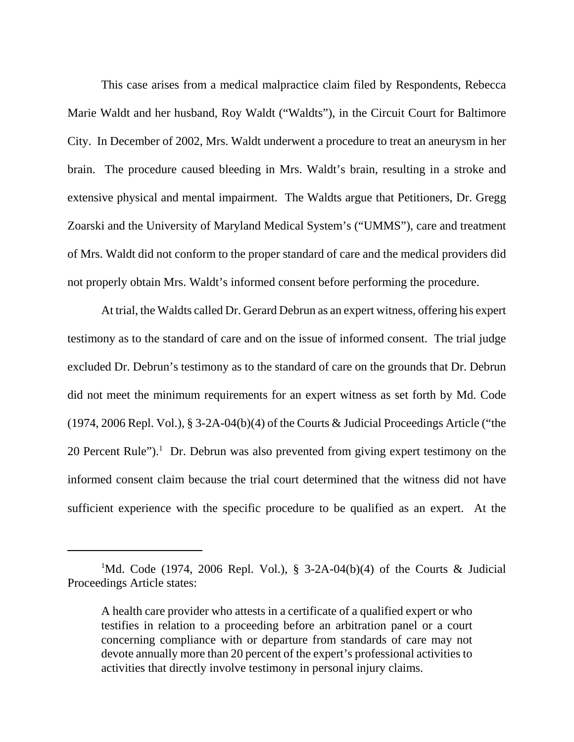This case arises from a medical malpractice claim filed by Respondents, Rebecca Marie Waldt and her husband, Roy Waldt ("Waldts"), in the Circuit Court for Baltimore City. In December of 2002, Mrs. Waldt underwent a procedure to treat an aneurysm in her brain. The procedure caused bleeding in Mrs. Waldt's brain, resulting in a stroke and extensive physical and mental impairment. The Waldts argue that Petitioners, Dr. Gregg Zoarski and the University of Maryland Medical System's ("UMMS"), care and treatment of Mrs. Waldt did not conform to the proper standard of care and the medical providers did not properly obtain Mrs. Waldt's informed consent before performing the procedure.

At trial, the Waldts called Dr. Gerard Debrun as an expert witness, offering his expert testimony as to the standard of care and on the issue of informed consent. The trial judge excluded Dr. Debrun's testimony as to the standard of care on the grounds that Dr. Debrun did not meet the minimum requirements for an expert witness as set forth by Md. Code (1974, 2006 Repl. Vol.), § 3-2A-04(b)(4) of the Courts & Judicial Proceedings Article ("the 20 Percent Rule").[1] Dr. Debrun was also prevented from giving expert testimony on the informed consent claim because the trial court determined that the witness did not have sufficient experience with the specific procedure to be qualified as an expert. At the

---

[1]Md. Code (1974, 2006 Repl. Vol.), § 3-2A-04(b)(4) of the Courts & Judicial Proceedings Article states:

> A health care provider who attests in a certificate of a qualified expert or who testifies in relation to a proceeding before an arbitration panel or a court concerning compliance with or departure from standards of care may not devote annually more than 20 percent of the expert's professional activities to activities that directly involve testimony in personal injury claims.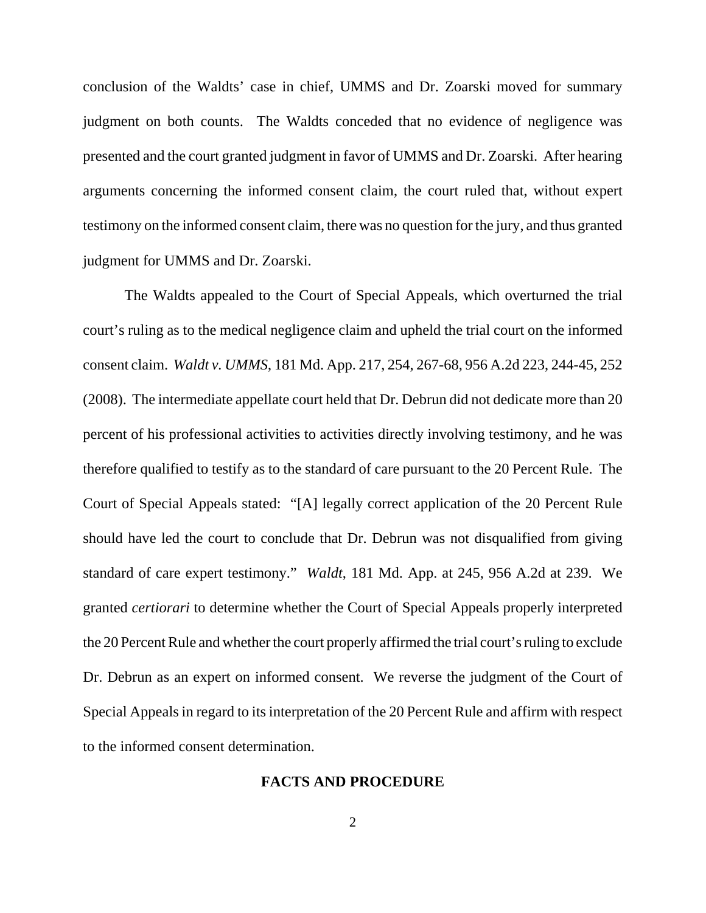conclusion of the Waldts' case in chief, UMMS and Dr. Zoarski moved for summary judgment on both counts. The Waldts conceded that no evidence of negligence was presented and the court granted judgment in favor of UMMS and Dr. Zoarski. After hearing arguments concerning the informed consent claim, the court ruled that, without expert testimony on the informed consent claim, there was no question for the jury, and thus granted judgment for UMMS and Dr. Zoarski.

The Waldts appealed to the Court of Special Appeals, which overturned the trial court's ruling as to the medical negligence claim and upheld the trial court on the informed consent claim. *Waldt v. UMMS*, 181 Md. App. 217, 254, 267-68, 956 A.2d 223, 244-45, 252 (2008). The intermediate appellate court held that Dr. Debrun did not dedicate more than 20 percent of his professional activities to activities directly involving testimony, and he was therefore qualified to testify as to the standard of care pursuant to the 20 Percent Rule. The Court of Special Appeals stated: "[A] legally correct application of the 20 Percent Rule should have led the court to conclude that Dr. Debrun was not disqualified from giving standard of care expert testimony." *Waldt*, 181 Md. App. at 245, 956 A.2d at 239. We granted *certiorari* to determine whether the Court of Special Appeals properly interpreted the 20 Percent Rule and whether the court properly affirmed the trial court's ruling to exclude Dr. Debrun as an expert on informed consent. We reverse the judgment of the Court of Special Appeals in regard to its interpretation of the 20 Percent Rule and affirm with respect to the informed consent determination.

## FACTS AND PROCEDURE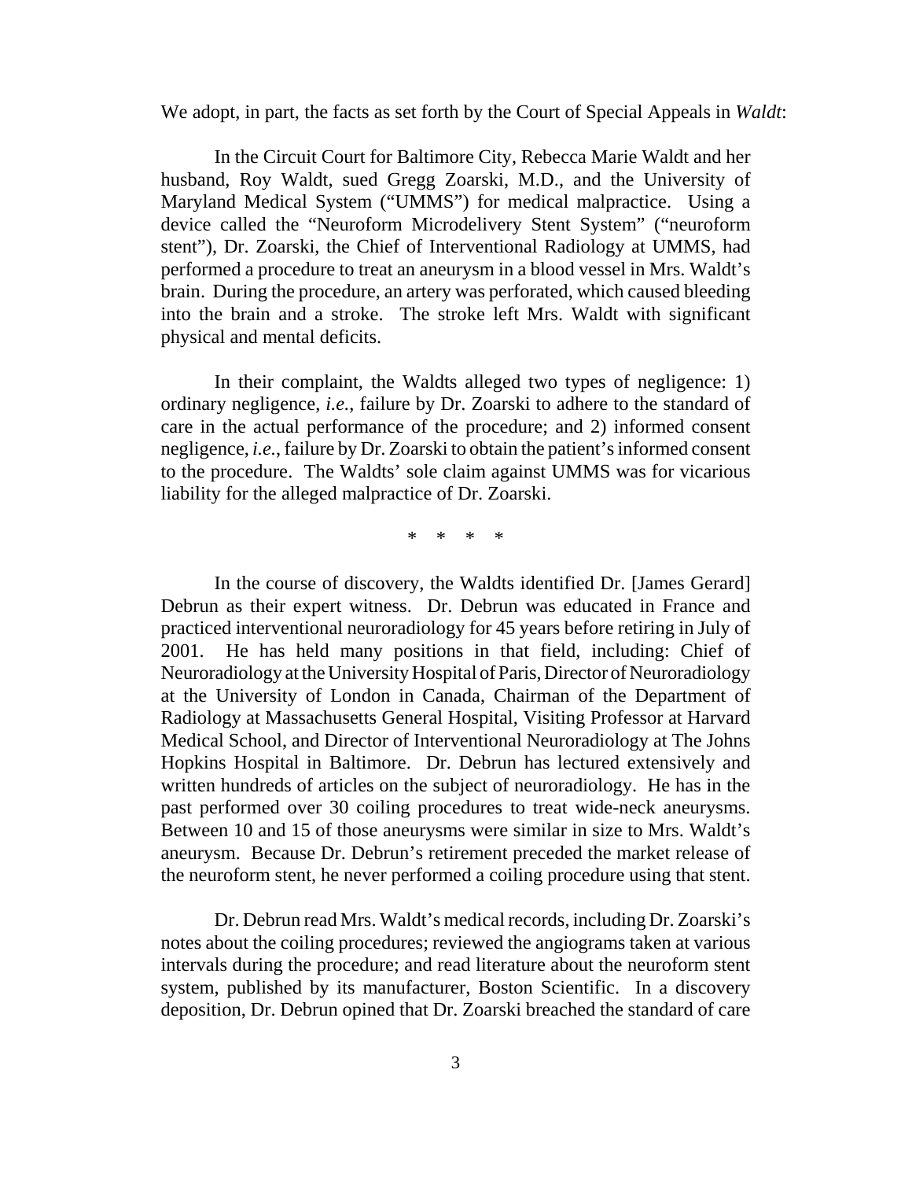We adopt, in part, the facts as set forth by the Court of Special Appeals in *Waldt*:

> In the Circuit Court for Baltimore City, Rebecca Marie Waldt and her husband, Roy Waldt, sued Gregg Zoarski, M.D., and the University of Maryland Medical System ("UMMS") for medical malpractice. Using a device called the "Neuroform Microdelivery Stent System" ("neuroform stent"), Dr. Zoarski, the Chief of Interventional Radiology at UMMS, had performed a procedure to treat an aneurysm in a blood vessel in Mrs. Waldt's brain. During the procedure, an artery was perforated, which caused bleeding into the brain and a stroke. The stroke left Mrs. Waldt with significant physical and mental deficits.
>
> In their complaint, the Waldts alleged two types of negligence: 1) ordinary negligence, *i.e.*, failure by Dr. Zoarski to adhere to the standard of care in the actual performance of the procedure; and 2) informed consent negligence, *i.e.*, failure by Dr. Zoarski to obtain the patient's informed consent to the procedure. The Waldts' sole claim against UMMS was for vicarious liability for the alleged malpractice of Dr. Zoarski.
>
> \* \* \* \*
>
> In the course of discovery, the Waldts identified Dr. [James Gerard] Debrun as their expert witness. Dr. Debrun was educated in France and practiced interventional neuroradiology for 45 years before retiring in July of 2001. He has held many positions in that field, including: Chief of Neuroradiology at the University Hospital of Paris, Director of Neuroradiology at the University of London in Canada, Chairman of the Department of Radiology at Massachusetts General Hospital, Visiting Professor at Harvard Medical School, and Director of Interventional Neuroradiology at The Johns Hopkins Hospital in Baltimore. Dr. Debrun has lectured extensively and written hundreds of articles on the subject of neuroradiology. He has in the past performed over 30 coiling procedures to treat wide-neck aneurysms. Between 10 and 15 of those aneurysms were similar in size to Mrs. Waldt's aneurysm. Because Dr. Debrun's retirement preceded the market release of the neuroform stent, he never performed a coiling procedure using that stent.
>
> Dr. Debrun read Mrs. Waldt's medical records, including Dr. Zoarski's notes about the coiling procedures; reviewed the angiograms taken at various intervals during the procedure; and read literature about the neuroform stent system, published by its manufacturer, Boston Scientific. In a discovery deposition, Dr. Debrun opined that Dr. Zoarski breached the standard of care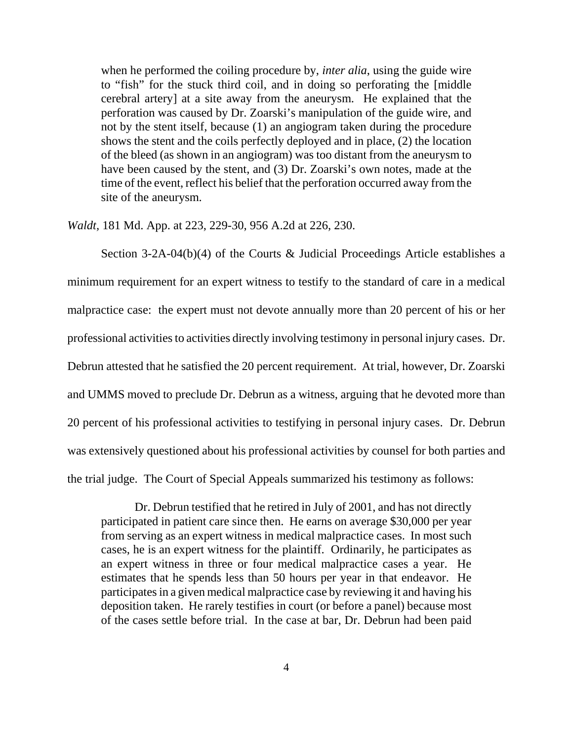> when he performed the coiling procedure by, *inter alia*, using the guide wire to "fish" for the stuck third coil, and in doing so perforating the [middle cerebral artery] at a site away from the aneurysm. He explained that the perforation was caused by Dr. Zoarski's manipulation of the guide wire, and not by the stent itself, because (1) an angiogram taken during the procedure shows the stent and the coils perfectly deployed and in place, (2) the location of the bleed (as shown in an angiogram) was too distant from the aneurysm to have been caused by the stent, and (3) Dr. Zoarski's own notes, made at the time of the event, reflect his belief that the perforation occurred away from the site of the aneurysm.

*Waldt*, 181 Md. App. at 223, 229-30, 956 A.2d at 226, 230.

Section 3-2A-04(b)(4) of the Courts & Judicial Proceedings Article establishes a minimum requirement for an expert witness to testify to the standard of care in a medical malpractice case: the expert must not devote annually more than 20 percent of his or her professional activities to activities directly involving testimony in personal injury cases. Dr. Debrun attested that he satisfied the 20 percent requirement. At trial, however, Dr. Zoarski and UMMS moved to preclude Dr. Debrun as a witness, arguing that he devoted more than 20 percent of his professional activities to testifying in personal injury cases. Dr. Debrun was extensively questioned about his professional activities by counsel for both parties and the trial judge. The Court of Special Appeals summarized his testimony as follows:

> Dr. Debrun testified that he retired in July of 2001, and has not directly participated in patient care since then. He earns on average $30,000 per year from serving as an expert witness in medical malpractice cases. In most such cases, he is an expert witness for the plaintiff. Ordinarily, he participates as an expert witness in three or four medical malpractice cases a year. He estimates that he spends less than 50 hours per year in that endeavor. He participates in a given medical malpractice case by reviewing it and having his deposition taken. He rarely testifies in court (or before a panel) because most of the cases settle before trial. In the case at bar, Dr. Debrun had been paid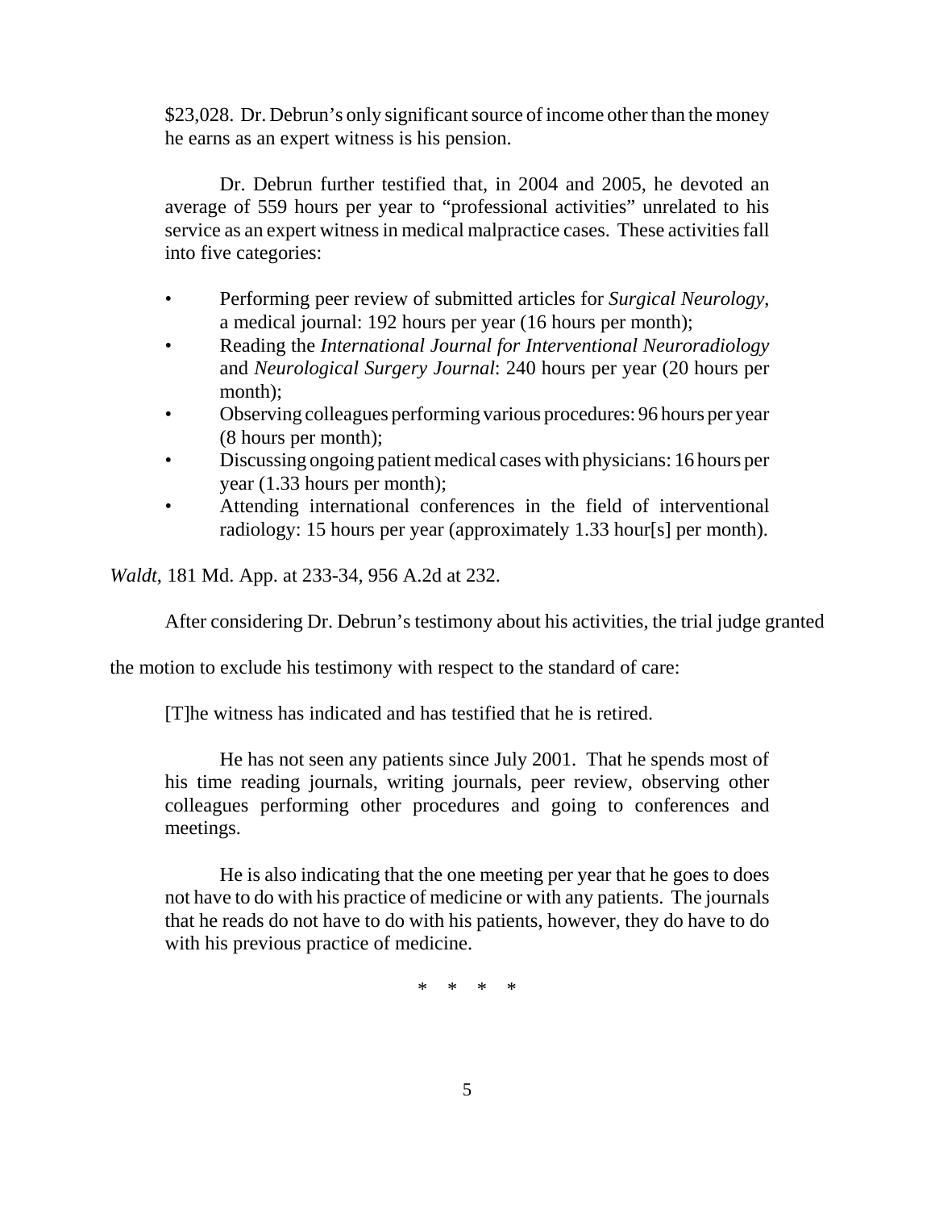$23,028. Dr. Debrun's only significant source of income other than the money he earns as an expert witness is his pension.

Dr. Debrun further testified that, in 2004 and 2005, he devoted an average of 559 hours per year to "professional activities" unrelated to his service as an expert witness in medical malpractice cases. These activities fall into five categories:

- Performing peer review of submitted articles for *Surgical Neurology*, a medical journal: 192 hours per year (16 hours per month);
- Reading the *International Journal for Interventional Neuroradiology* and *Neurological Surgery Journal*: 240 hours per year (20 hours per month);
- Observing colleagues performing various procedures: 96 hours per year (8 hours per month);
- Discussing ongoing patient medical cases with physicians: 16 hours per year (1.33 hours per month);
- Attending international conferences in the field of interventional radiology: 15 hours per year (approximately 1.33 hour[s] per month).

*Waldt*, 181 Md. App. at 233-34, 956 A.2d at 232.

After considering Dr. Debrun's testimony about his activities, the trial judge granted the motion to exclude his testimony with respect to the standard of care:

> [T]he witness has indicated and has testified that he is retired.
>
> He has not seen any patients since July 2001. That he spends most of his time reading journals, writing journals, peer review, observing other colleagues performing other procedures and going to conferences and meetings.
>
> He is also indicating that the one meeting per year that he goes to does not have to do with his practice of medicine or with any patients. The journals that he reads do not have to do with his patients, however, they do have to do with his previous practice of medicine.
>
> * * * *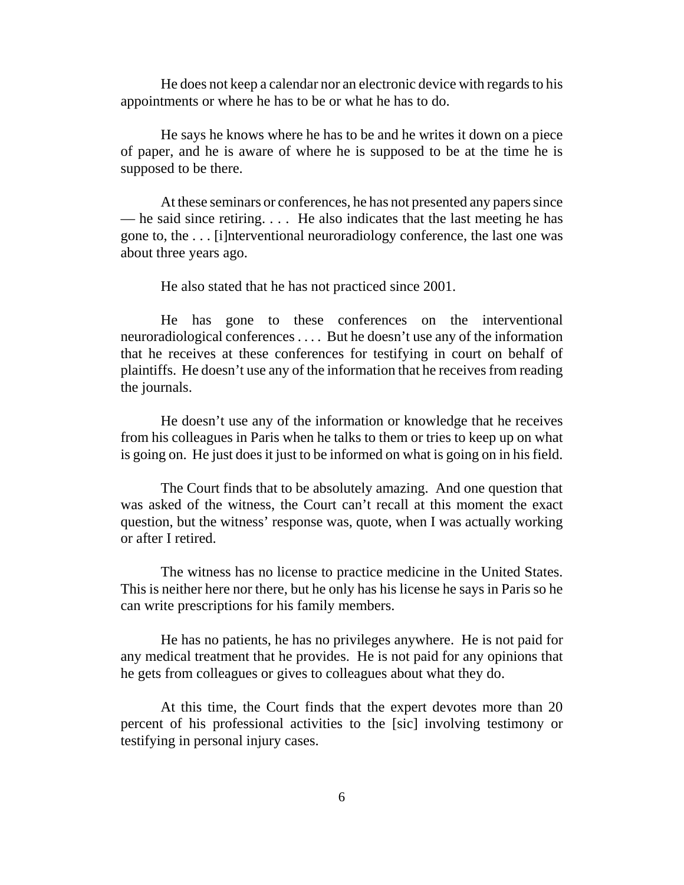He does not keep a calendar nor an electronic device with regards to his appointments or where he has to be or what he has to do.

He says he knows where he has to be and he writes it down on a piece of paper, and he is aware of where he is supposed to be at the time he is supposed to be there.

At these seminars or conferences, he has not presented any papers since — he said since retiring. . . . He also indicates that the last meeting he has gone to, the . . . [i]nterventional neuroradiology conference, the last one was about three years ago.

He also stated that he has not practiced since 2001.

He has gone to these conferences on the interventional neuroradiological conferences . . . . But he doesn't use any of the information that he receives at these conferences for testifying in court on behalf of plaintiffs. He doesn't use any of the information that he receives from reading the journals.

He doesn't use any of the information or knowledge that he receives from his colleagues in Paris when he talks to them or tries to keep up on what is going on. He just does it just to be informed on what is going on in his field.

The Court finds that to be absolutely amazing. And one question that was asked of the witness, the Court can't recall at this moment the exact question, but the witness' response was, quote, when I was actually working or after I retired.

The witness has no license to practice medicine in the United States. This is neither here nor there, but he only has his license he says in Paris so he can write prescriptions for his family members.

He has no patients, he has no privileges anywhere. He is not paid for any medical treatment that he provides. He is not paid for any opinions that he gets from colleagues or gives to colleagues about what they do.

At this time, the Court finds that the expert devotes more than 20 percent of his professional activities to the [sic] involving testimony or testifying in personal injury cases.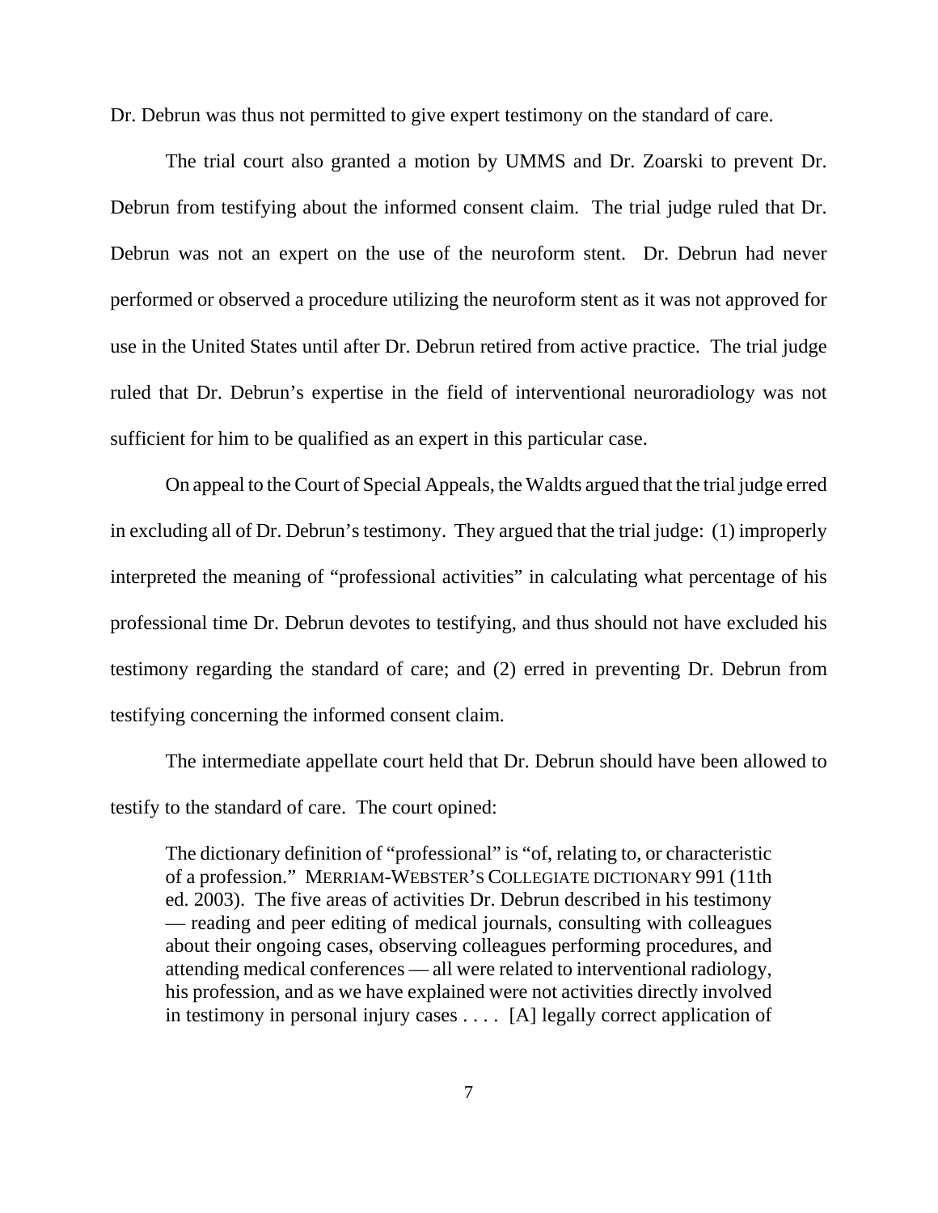Dr. Debrun was thus not permitted to give expert testimony on the standard of care.

The trial court also granted a motion by UMMS and Dr. Zoarski to prevent Dr. Debrun from testifying about the informed consent claim. The trial judge ruled that Dr. Debrun was not an expert on the use of the neuroform stent. Dr. Debrun had never performed or observed a procedure utilizing the neuroform stent as it was not approved for use in the United States until after Dr. Debrun retired from active practice. The trial judge ruled that Dr. Debrun's expertise in the field of interventional neuroradiology was not sufficient for him to be qualified as an expert in this particular case.

On appeal to the Court of Special Appeals, the Waldts argued that the trial judge erred in excluding all of Dr. Debrun's testimony. They argued that the trial judge: (1) improperly interpreted the meaning of "professional activities" in calculating what percentage of his professional time Dr. Debrun devotes to testifying, and thus should not have excluded his testimony regarding the standard of care; and (2) erred in preventing Dr. Debrun from testifying concerning the informed consent claim.

The intermediate appellate court held that Dr. Debrun should have been allowed to testify to the standard of care. The court opined:

> The dictionary definition of "professional" is "of, relating to, or characteristic of a profession." MERRIAM-WEBSTER'S COLLEGIATE DICTIONARY 991 (11th ed. 2003). The five areas of activities Dr. Debrun described in his testimony — reading and peer editing of medical journals, consulting with colleagues about their ongoing cases, observing colleagues performing procedures, and attending medical conferences — all were related to interventional radiology, his profession, and as we have explained were not activities directly involved in testimony in personal injury cases . . . . [A] legally correct application of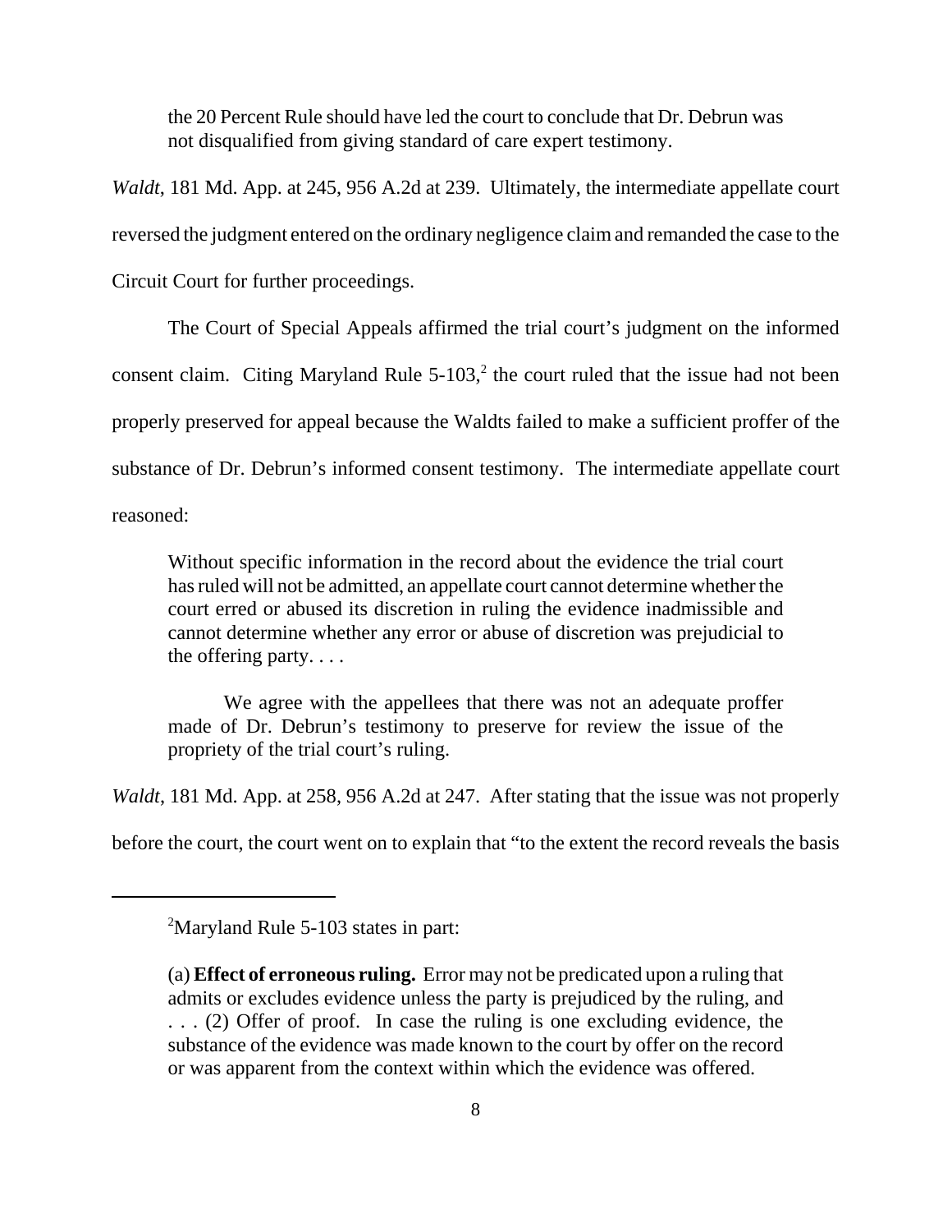> the 20 Percent Rule should have led the court to conclude that Dr. Debrun was not disqualified from giving standard of care expert testimony.

*Waldt*, 181 Md. App. at 245, 956 A.2d at 239. Ultimately, the intermediate appellate court reversed the judgment entered on the ordinary negligence claim and remanded the case to the Circuit Court for further proceedings.

The Court of Special Appeals affirmed the trial court's judgment on the informed consent claim. Citing Maryland Rule 5-103,[2] the court ruled that the issue had not been properly preserved for appeal because the Waldts failed to make a sufficient proffer of the substance of Dr. Debrun's informed consent testimony. The intermediate appellate court reasoned:

> Without specific information in the record about the evidence the trial court has ruled will not be admitted, an appellate court cannot determine whether the court erred or abused its discretion in ruling the evidence inadmissible and cannot determine whether any error or abuse of discretion was prejudicial to the offering party. . . .
>
> We agree with the appellees that there was not an adequate proffer made of Dr. Debrun's testimony to preserve for review the issue of the propriety of the trial court's ruling.

*Waldt*, 181 Md. App. at 258, 956 A.2d at 247. After stating that the issue was not properly before the court, the court went on to explain that "to the extent the record reveals the basis

---

[2]Maryland Rule 5-103 states in part:

> (a) **Effect of erroneous ruling.** Error may not be predicated upon a ruling that admits or excludes evidence unless the party is prejudiced by the ruling, and . . . (2) Offer of proof. In case the ruling is one excluding evidence, the substance of the evidence was made known to the court by offer on the record or was apparent from the context within which the evidence was offered.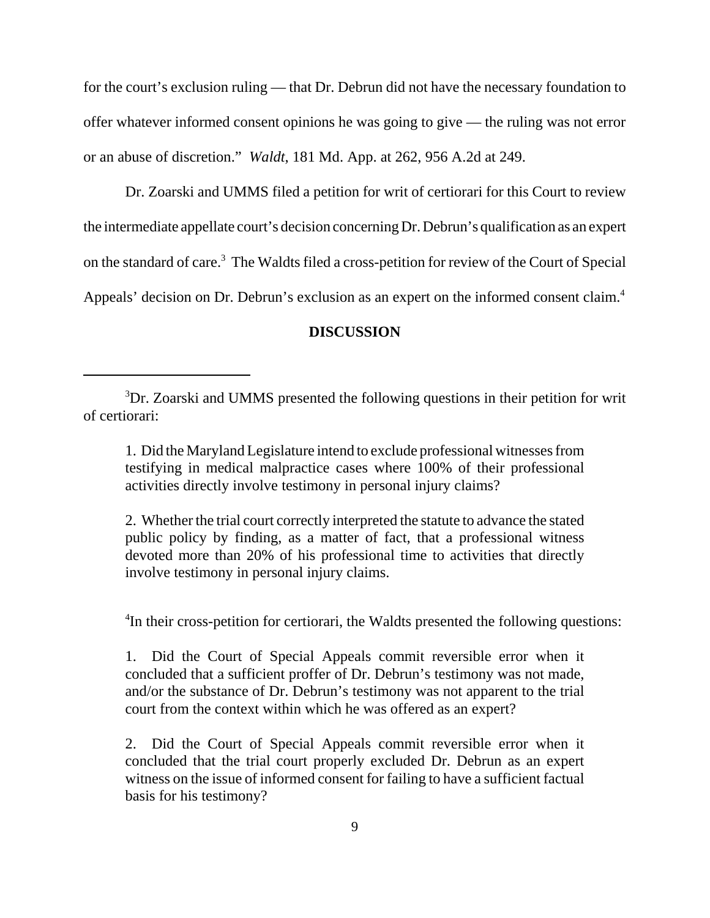for the court's exclusion ruling — that Dr. Debrun did not have the necessary foundation to offer whatever informed consent opinions he was going to give — the ruling was not error or an abuse of discretion." *Waldt*, 181 Md. App. at 262, 956 A.2d at 249.

Dr. Zoarski and UMMS filed a petition for writ of certiorari for this Court to review the intermediate appellate court's decision concerning Dr. Debrun's qualification as an expert on the standard of care.[3] The Waldts filed a cross-petition for review of the Court of Special Appeals' decision on Dr. Debrun's exclusion as an expert on the informed consent claim.[4]

## DISCUSSION

---

[3]Dr. Zoarski and UMMS presented the following questions in their petition for writ of certiorari:

> 1. Did the Maryland Legislature intend to exclude professional witnesses from testifying in medical malpractice cases where 100% of their professional activities directly involve testimony in personal injury claims?
>
> 2. Whether the trial court correctly interpreted the statute to advance the stated public policy by finding, as a matter of fact, that a professional witness devoted more than 20% of his professional time to activities that directly involve testimony in personal injury claims.

[4]In their cross-petition for certiorari, the Waldts presented the following questions:

> 1. Did the Court of Special Appeals commit reversible error when it concluded that a sufficient proffer of Dr. Debrun's testimony was not made, and/or the substance of Dr. Debrun's testimony was not apparent to the trial court from the context within which he was offered as an expert?
>
> 2. Did the Court of Special Appeals commit reversible error when it concluded that the trial court properly excluded Dr. Debrun as an expert witness on the issue of informed consent for failing to have a sufficient factual basis for his testimony?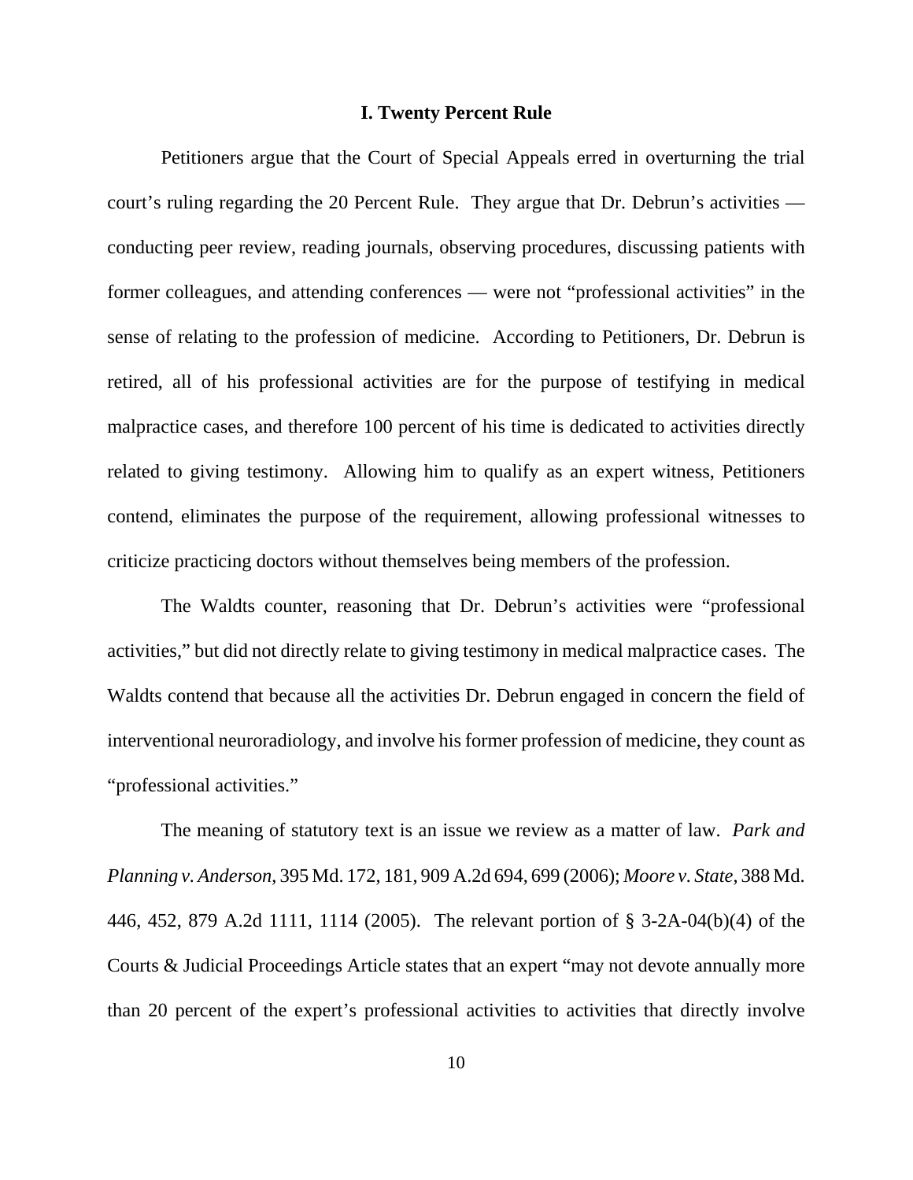### I. Twenty Percent Rule

Petitioners argue that the Court of Special Appeals erred in overturning the trial court's ruling regarding the 20 Percent Rule. They argue that Dr. Debrun's activities — conducting peer review, reading journals, observing procedures, discussing patients with former colleagues, and attending conferences — were not "professional activities" in the sense of relating to the profession of medicine. According to Petitioners, Dr. Debrun is retired, all of his professional activities are for the purpose of testifying in medical malpractice cases, and therefore 100 percent of his time is dedicated to activities directly related to giving testimony. Allowing him to qualify as an expert witness, Petitioners contend, eliminates the purpose of the requirement, allowing professional witnesses to criticize practicing doctors without themselves being members of the profession.

The Waldts counter, reasoning that Dr. Debrun's activities were "professional activities," but did not directly relate to giving testimony in medical malpractice cases. The Waldts contend that because all the activities Dr. Debrun engaged in concern the field of interventional neuroradiology, and involve his former profession of medicine, they count as "professional activities."

The meaning of statutory text is an issue we review as a matter of law. *Park and Planning v. Anderson*, 395 Md. 172, 181, 909 A.2d 694, 699 (2006); *Moore v. State*, 388 Md. 446, 452, 879 A.2d 1111, 1114 (2005). The relevant portion of § 3-2A-04(b)(4) of the Courts & Judicial Proceedings Article states that an expert "may not devote annually more than 20 percent of the expert's professional activities to activities that directly involve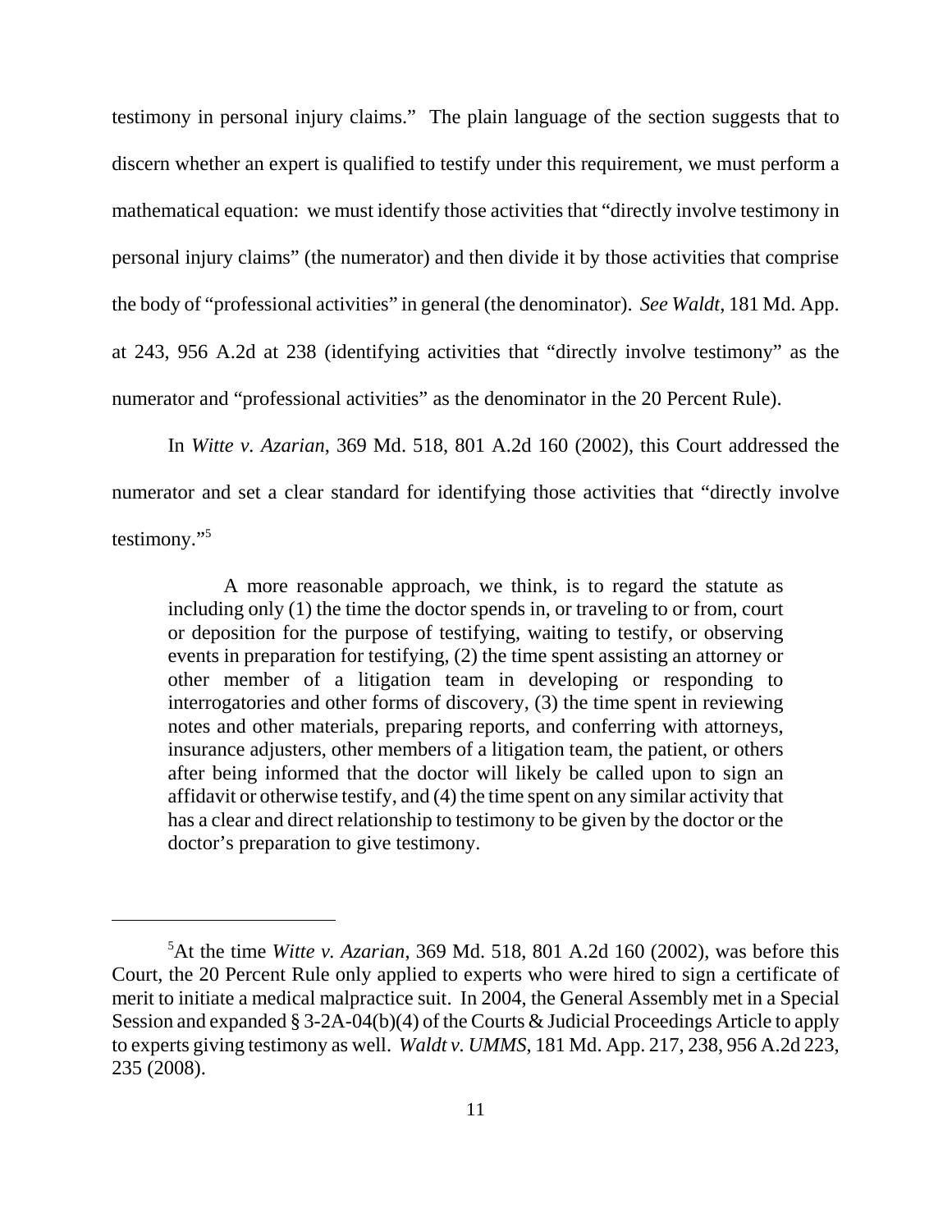testimony in personal injury claims." The plain language of the section suggests that to discern whether an expert is qualified to testify under this requirement, we must perform a mathematical equation: we must identify those activities that "directly involve testimony in personal injury claims" (the numerator) and then divide it by those activities that comprise the body of "professional activities" in general (the denominator). *See Waldt*, 181 Md. App. at 243, 956 A.2d at 238 (identifying activities that "directly involve testimony" as the numerator and "professional activities" as the denominator in the 20 Percent Rule).

In *Witte v. Azarian*, 369 Md. 518, 801 A.2d 160 (2002), this Court addressed the numerator and set a clear standard for identifying those activities that "directly involve testimony."[5]

> A more reasonable approach, we think, is to regard the statute as including only (1) the time the doctor spends in, or traveling to or from, court or deposition for the purpose of testifying, waiting to testify, or observing events in preparation for testifying, (2) the time spent assisting an attorney or other member of a litigation team in developing or responding to interrogatories and other forms of discovery, (3) the time spent in reviewing notes and other materials, preparing reports, and conferring with attorneys, insurance adjusters, other members of a litigation team, the patient, or others after being informed that the doctor will likely be called upon to sign an affidavit or otherwise testify, and (4) the time spent on any similar activity that has a clear and direct relationship to testimony to be given by the doctor or the doctor's preparation to give testimony.

---

[5]At the time *Witte v. Azarian*, 369 Md. 518, 801 A.2d 160 (2002), was before this Court, the 20 Percent Rule only applied to experts who were hired to sign a certificate of merit to initiate a medical malpractice suit. In 2004, the General Assembly met in a Special Session and expanded § 3-2A-04(b)(4) of the Courts & Judicial Proceedings Article to apply to experts giving testimony as well. *Waldt v. UMMS*, 181 Md. App. 217, 238, 956 A.2d 223, 235 (2008).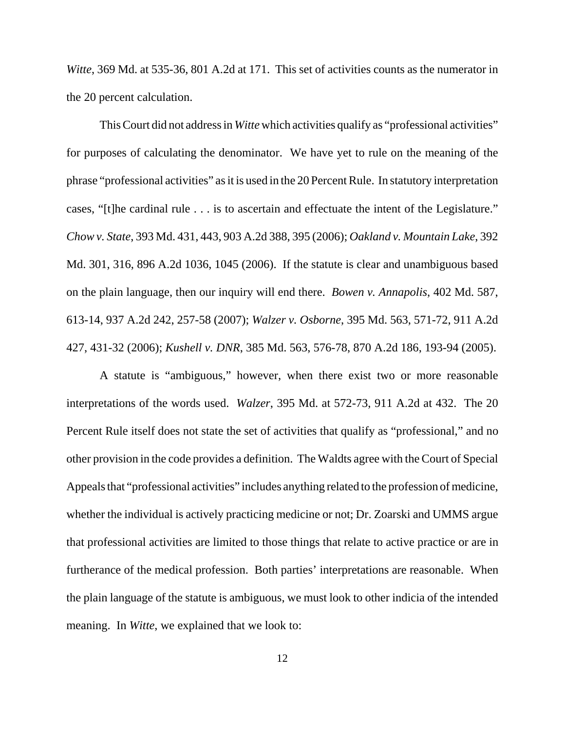*Witte*, 369 Md. at 535-36, 801 A.2d at 171. This set of activities counts as the numerator in the 20 percent calculation.

This Court did not address in *Witte* which activities qualify as "professional activities" for purposes of calculating the denominator. We have yet to rule on the meaning of the phrase "professional activities" as it is used in the 20 Percent Rule. In statutory interpretation cases, "[t]he cardinal rule . . . is to ascertain and effectuate the intent of the Legislature." *Chow v. State*, 393 Md. 431, 443, 903 A.2d 388, 395 (2006); *Oakland v. Mountain Lake*, 392 Md. 301, 316, 896 A.2d 1036, 1045 (2006). If the statute is clear and unambiguous based on the plain language, then our inquiry will end there. *Bowen v. Annapolis*, 402 Md. 587, 613-14, 937 A.2d 242, 257-58 (2007); *Walzer v. Osborne*, 395 Md. 563, 571-72, 911 A.2d 427, 431-32 (2006); *Kushell v. DNR*, 385 Md. 563, 576-78, 870 A.2d 186, 193-94 (2005).

A statute is "ambiguous," however, when there exist two or more reasonable interpretations of the words used. *Walzer*, 395 Md. at 572-73, 911 A.2d at 432. The 20 Percent Rule itself does not state the set of activities that qualify as "professional," and no other provision in the code provides a definition. The Waldts agree with the Court of Special Appeals that "professional activities" includes anything related to the profession of medicine, whether the individual is actively practicing medicine or not; Dr. Zoarski and UMMS argue that professional activities are limited to those things that relate to active practice or are in furtherance of the medical profession. Both parties' interpretations are reasonable. When the plain language of the statute is ambiguous, we must look to other indicia of the intended meaning. In *Witte*, we explained that we look to: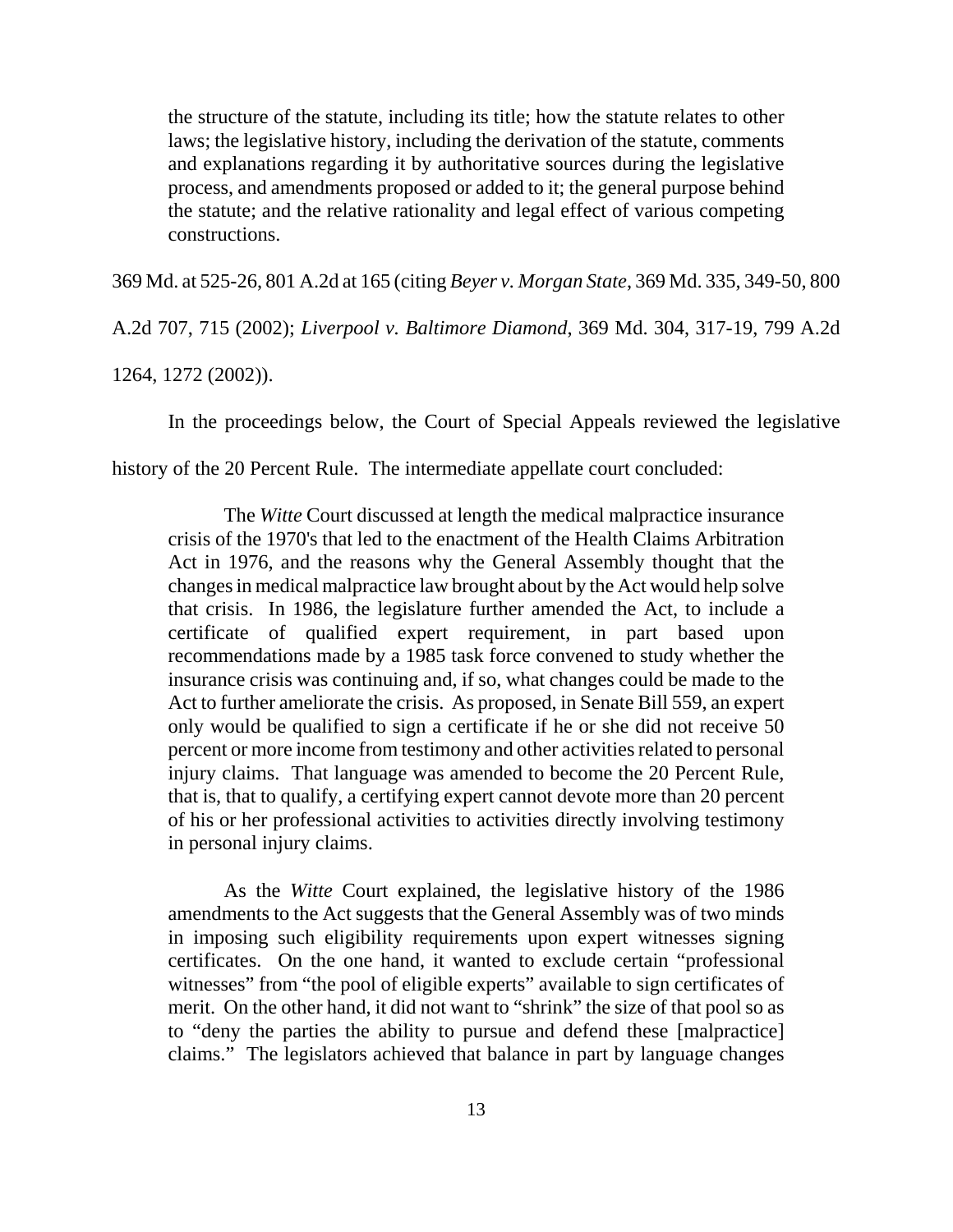> the structure of the statute, including its title; how the statute relates to other laws; the legislative history, including the derivation of the statute, comments and explanations regarding it by authoritative sources during the legislative process, and amendments proposed or added to it; the general purpose behind the statute; and the relative rationality and legal effect of various competing constructions.

369 Md. at 525-26, 801 A.2d at 165 (citing *Beyer v. Morgan State*, 369 Md. 335, 349-50, 800 A.2d 707, 715 (2002); *Liverpool v. Baltimore Diamond*, 369 Md. 304, 317-19, 799 A.2d 1264, 1272 (2002)).

In the proceedings below, the Court of Special Appeals reviewed the legislative history of the 20 Percent Rule. The intermediate appellate court concluded:

> The *Witte* Court discussed at length the medical malpractice insurance crisis of the 1970's that led to the enactment of the Health Claims Arbitration Act in 1976, and the reasons why the General Assembly thought that the changes in medical malpractice law brought about by the Act would help solve that crisis. In 1986, the legislature further amended the Act, to include a certificate of qualified expert requirement, in part based upon recommendations made by a 1985 task force convened to study whether the insurance crisis was continuing and, if so, what changes could be made to the Act to further ameliorate the crisis. As proposed, in Senate Bill 559, an expert only would be qualified to sign a certificate if he or she did not receive 50 percent or more income from testimony and other activities related to personal injury claims. That language was amended to become the 20 Percent Rule, that is, that to qualify, a certifying expert cannot devote more than 20 percent of his or her professional activities to activities directly involving testimony in personal injury claims.
>
> As the *Witte* Court explained, the legislative history of the 1986 amendments to the Act suggests that the General Assembly was of two minds in imposing such eligibility requirements upon expert witnesses signing certificates. On the one hand, it wanted to exclude certain "professional witnesses" from "the pool of eligible experts" available to sign certificates of merit. On the other hand, it did not want to "shrink" the size of that pool so as to "deny the parties the ability to pursue and defend these [malpractice] claims." The legislators achieved that balance in part by language changes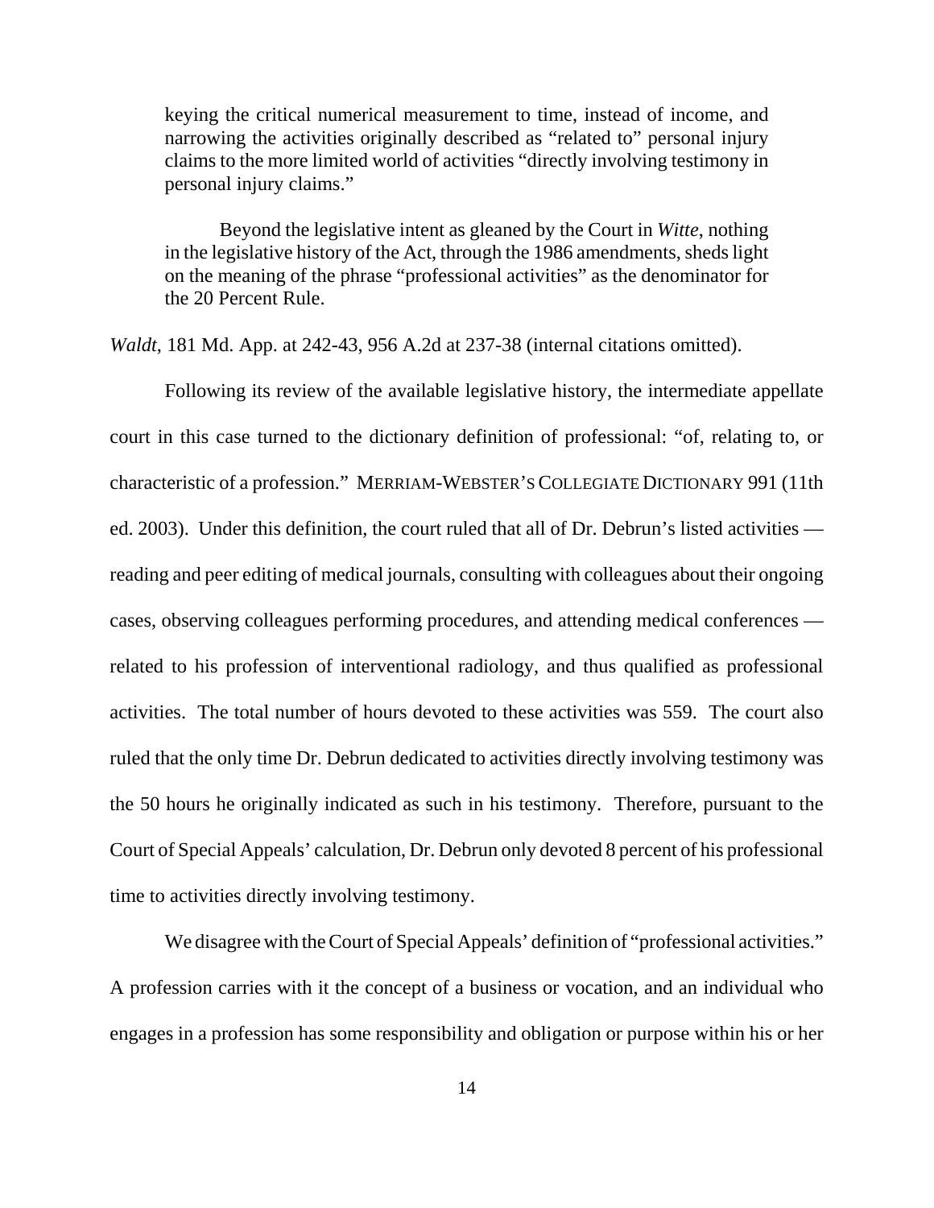> keying the critical numerical measurement to time, instead of income, and narrowing the activities originally described as "related to" personal injury claims to the more limited world of activities "directly involving testimony in personal injury claims."
>
> Beyond the legislative intent as gleaned by the Court in *Witte*, nothing in the legislative history of the Act, through the 1986 amendments, sheds light on the meaning of the phrase "professional activities" as the denominator for the 20 Percent Rule.

*Waldt*, 181 Md. App. at 242-43, 956 A.2d at 237-38 (internal citations omitted).

Following its review of the available legislative history, the intermediate appellate court in this case turned to the dictionary definition of professional: "of, relating to, or characteristic of a profession." MERRIAM-WEBSTER'S COLLEGIATE DICTIONARY 991 (11th ed. 2003). Under this definition, the court ruled that all of Dr. Debrun's listed activities — reading and peer editing of medical journals, consulting with colleagues about their ongoing cases, observing colleagues performing procedures, and attending medical conferences — related to his profession of interventional radiology, and thus qualified as professional activities. The total number of hours devoted to these activities was 559. The court also ruled that the only time Dr. Debrun dedicated to activities directly involving testimony was the 50 hours he originally indicated as such in his testimony. Therefore, pursuant to the Court of Special Appeals' calculation, Dr. Debrun only devoted 8 percent of his professional time to activities directly involving testimony.

We disagree with the Court of Special Appeals' definition of "professional activities." A profession carries with it the concept of a business or vocation, and an individual who engages in a profession has some responsibility and obligation or purpose within his or her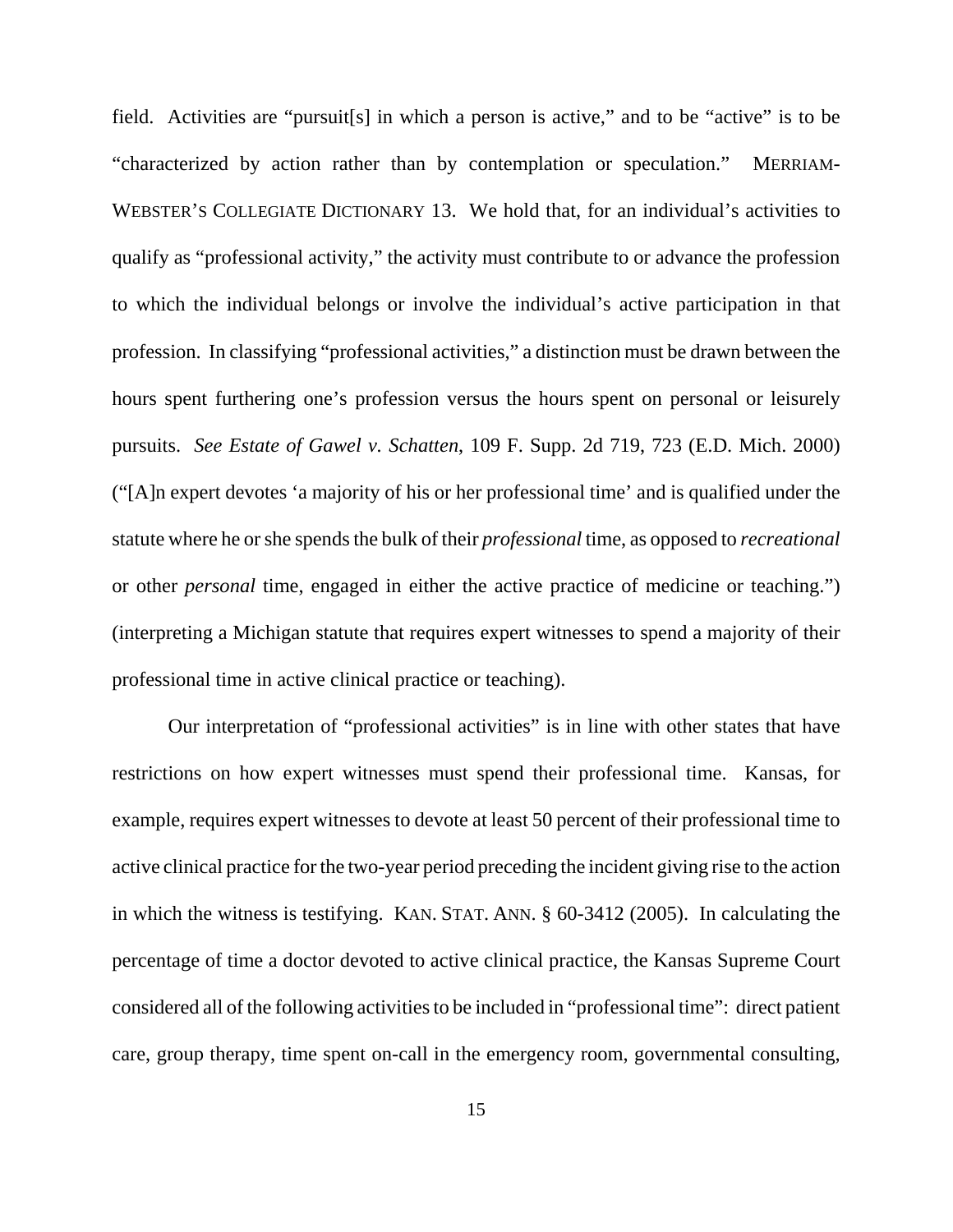field. Activities are "pursuit[s] in which a person is active," and to be "active" is to be "characterized by action rather than by contemplation or speculation." MERRIAM-WEBSTER'S COLLEGIATE DICTIONARY 13. We hold that, for an individual's activities to qualify as "professional activity," the activity must contribute to or advance the profession to which the individual belongs or involve the individual's active participation in that profession. In classifying "professional activities," a distinction must be drawn between the hours spent furthering one's profession versus the hours spent on personal or leisurely pursuits. *See Estate of Gawel v. Schatten*, 109 F. Supp. 2d 719, 723 (E.D. Mich. 2000) ("[A]n expert devotes 'a majority of his or her professional time' and is qualified under the statute where he or she spends the bulk of their *professional* time, as opposed to *recreational* or other *personal* time, engaged in either the active practice of medicine or teaching.") (interpreting a Michigan statute that requires expert witnesses to spend a majority of their professional time in active clinical practice or teaching).

Our interpretation of "professional activities" is in line with other states that have restrictions on how expert witnesses must spend their professional time. Kansas, for example, requires expert witnesses to devote at least 50 percent of their professional time to active clinical practice for the two-year period preceding the incident giving rise to the action in which the witness is testifying. KAN. STAT. ANN. § 60-3412 (2005). In calculating the percentage of time a doctor devoted to active clinical practice, the Kansas Supreme Court considered all of the following activities to be included in "professional time": direct patient care, group therapy, time spent on-call in the emergency room, governmental consulting,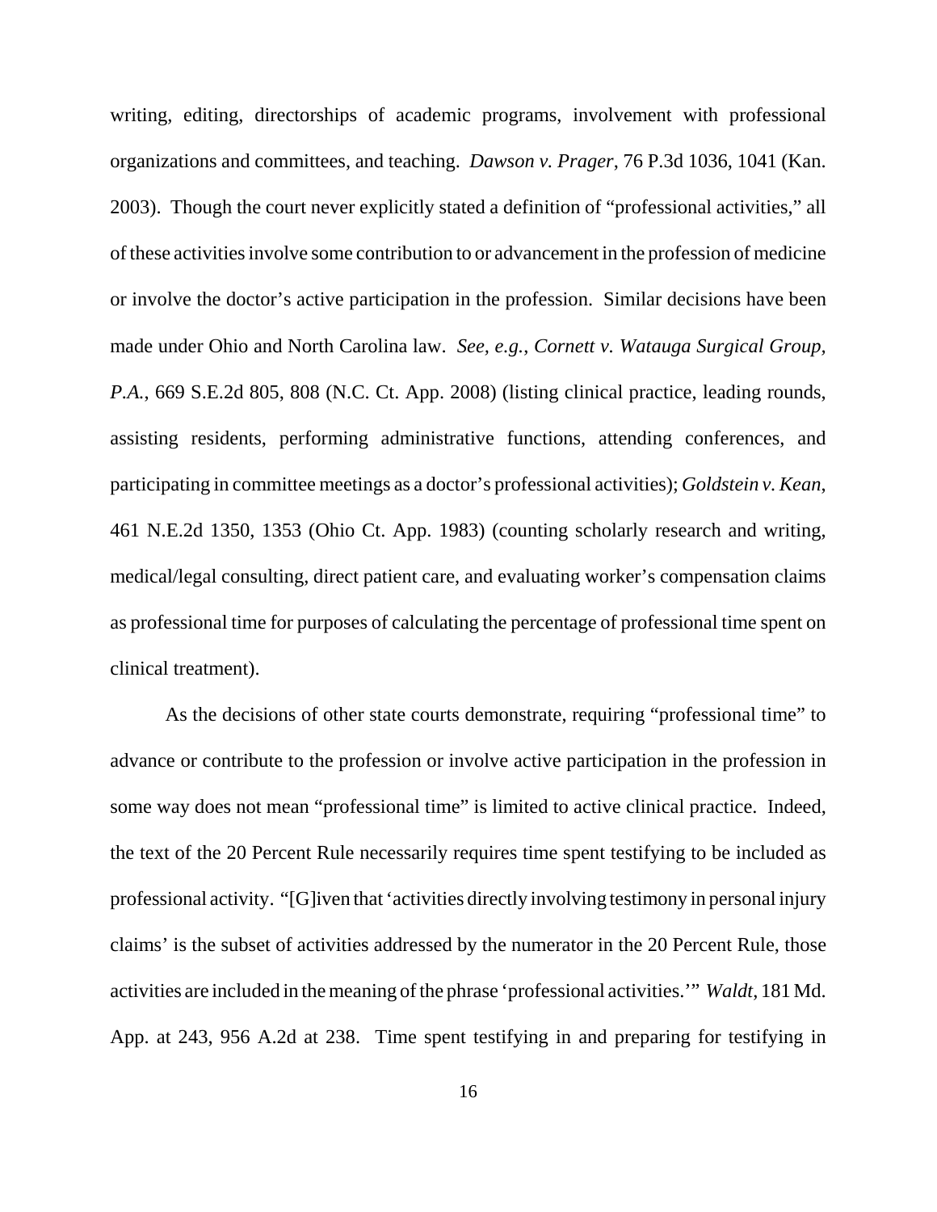writing, editing, directorships of academic programs, involvement with professional organizations and committees, and teaching. *Dawson v. Prager*, 76 P.3d 1036, 1041 (Kan. 2003). Though the court never explicitly stated a definition of "professional activities," all of these activities involve some contribution to or advancement in the profession of medicine or involve the doctor's active participation in the profession. Similar decisions have been made under Ohio and North Carolina law. *See, e.g.*, *Cornett v. Watauga Surgical Group, P.A.*, 669 S.E.2d 805, 808 (N.C. Ct. App. 2008) (listing clinical practice, leading rounds, assisting residents, performing administrative functions, attending conferences, and participating in committee meetings as a doctor's professional activities); *Goldstein v. Kean*, 461 N.E.2d 1350, 1353 (Ohio Ct. App. 1983) (counting scholarly research and writing, medical/legal consulting, direct patient care, and evaluating worker's compensation claims as professional time for purposes of calculating the percentage of professional time spent on clinical treatment).

As the decisions of other state courts demonstrate, requiring "professional time" to advance or contribute to the profession or involve active participation in the profession in some way does not mean "professional time" is limited to active clinical practice. Indeed, the text of the 20 Percent Rule necessarily requires time spent testifying to be included as professional activity. "[G]iven that 'activities directly involving testimony in personal injury claims' is the subset of activities addressed by the numerator in the 20 Percent Rule, those activities are included in the meaning of the phrase 'professional activities.'" *Waldt*, 181 Md. App. at 243, 956 A.2d at 238. Time spent testifying in and preparing for testifying in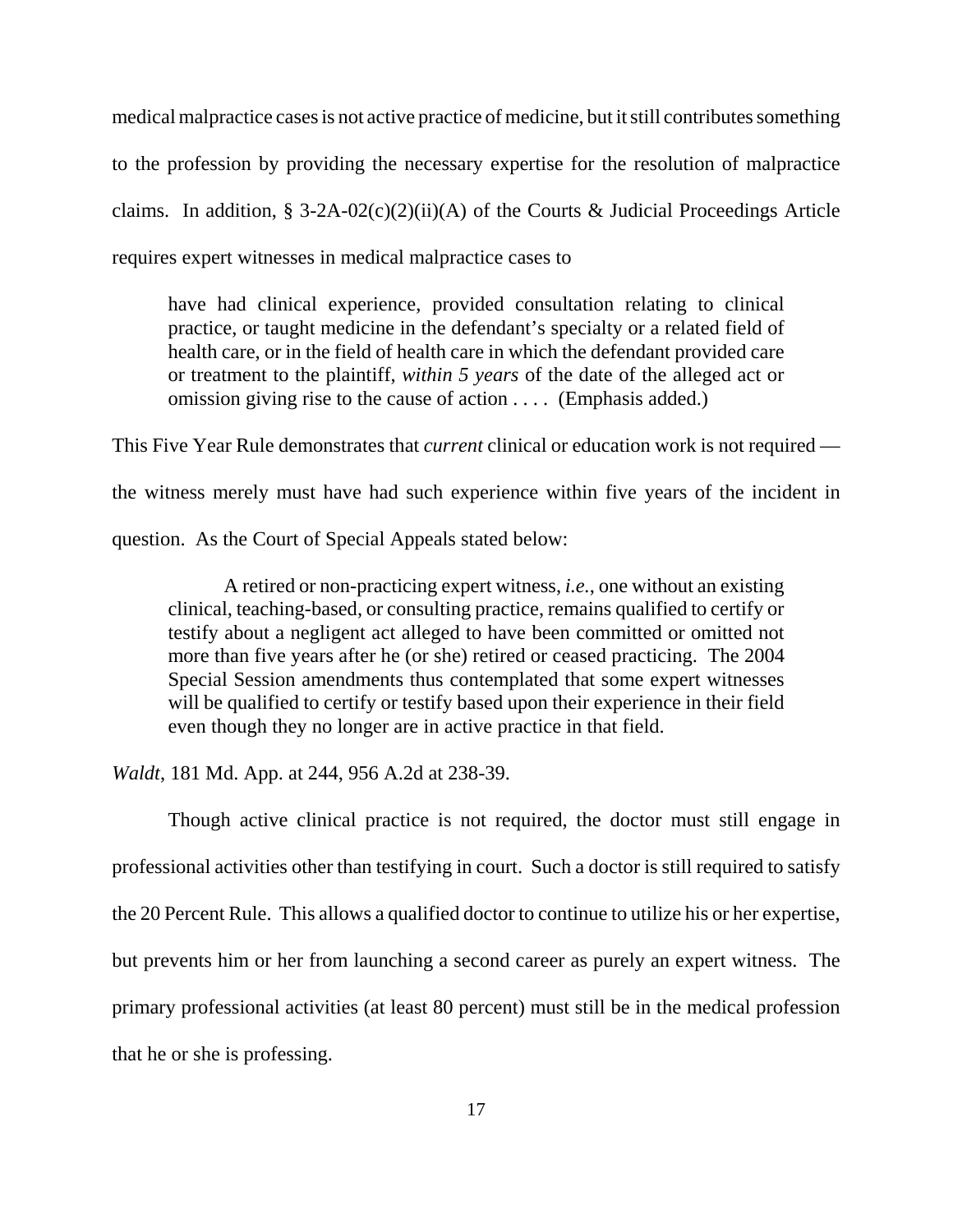medical malpractice cases is not active practice of medicine, but it still contributes something to the profession by providing the necessary expertise for the resolution of malpractice claims. In addition, § 3-2A-02(c)(2)(ii)(A) of the Courts & Judicial Proceedings Article requires expert witnesses in medical malpractice cases to

> have had clinical experience, provided consultation relating to clinical practice, or taught medicine in the defendant's specialty or a related field of health care, or in the field of health care in which the defendant provided care or treatment to the plaintiff, *within 5 years* of the date of the alleged act or omission giving rise to the cause of action . . . . (Emphasis added.)

This Five Year Rule demonstrates that *current* clinical or education work is not required — the witness merely must have had such experience within five years of the incident in question. As the Court of Special Appeals stated below:

> A retired or non-practicing expert witness, *i.e.*, one without an existing clinical, teaching-based, or consulting practice, remains qualified to certify or testify about a negligent act alleged to have been committed or omitted not more than five years after he (or she) retired or ceased practicing. The 2004 Special Session amendments thus contemplated that some expert witnesses will be qualified to certify or testify based upon their experience in their field even though they no longer are in active practice in that field.

*Waldt*, 181 Md. App. at 244, 956 A.2d at 238-39.

Though active clinical practice is not required, the doctor must still engage in professional activities other than testifying in court. Such a doctor is still required to satisfy the 20 Percent Rule. This allows a qualified doctor to continue to utilize his or her expertise, but prevents him or her from launching a second career as purely an expert witness. The primary professional activities (at least 80 percent) must still be in the medical profession that he or she is professing.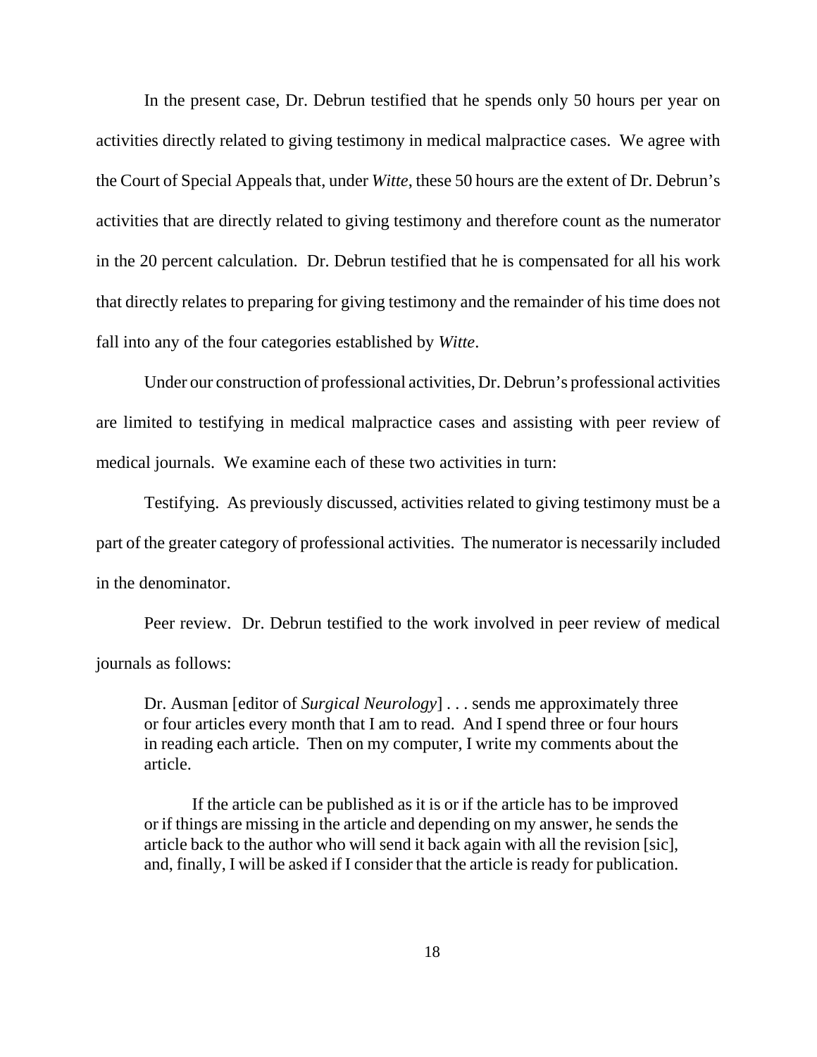In the present case, Dr. Debrun testified that he spends only 50 hours per year on activities directly related to giving testimony in medical malpractice cases. We agree with the Court of Special Appeals that, under *Witte*, these 50 hours are the extent of Dr. Debrun's activities that are directly related to giving testimony and therefore count as the numerator in the 20 percent calculation. Dr. Debrun testified that he is compensated for all his work that directly relates to preparing for giving testimony and the remainder of his time does not fall into any of the four categories established by *Witte*.

Under our construction of professional activities, Dr. Debrun's professional activities are limited to testifying in medical malpractice cases and assisting with peer review of medical journals. We examine each of these two activities in turn:

Testifying. As previously discussed, activities related to giving testimony must be a part of the greater category of professional activities. The numerator is necessarily included in the denominator.

Peer review. Dr. Debrun testified to the work involved in peer review of medical journals as follows:

> Dr. Ausman [editor of *Surgical Neurology*] . . . sends me approximately three or four articles every month that I am to read. And I spend three or four hours in reading each article. Then on my computer, I write my comments about the article.
>
> If the article can be published as it is or if the article has to be improved or if things are missing in the article and depending on my answer, he sends the article back to the author who will send it back again with all the revision [sic], and, finally, I will be asked if I consider that the article is ready for publication.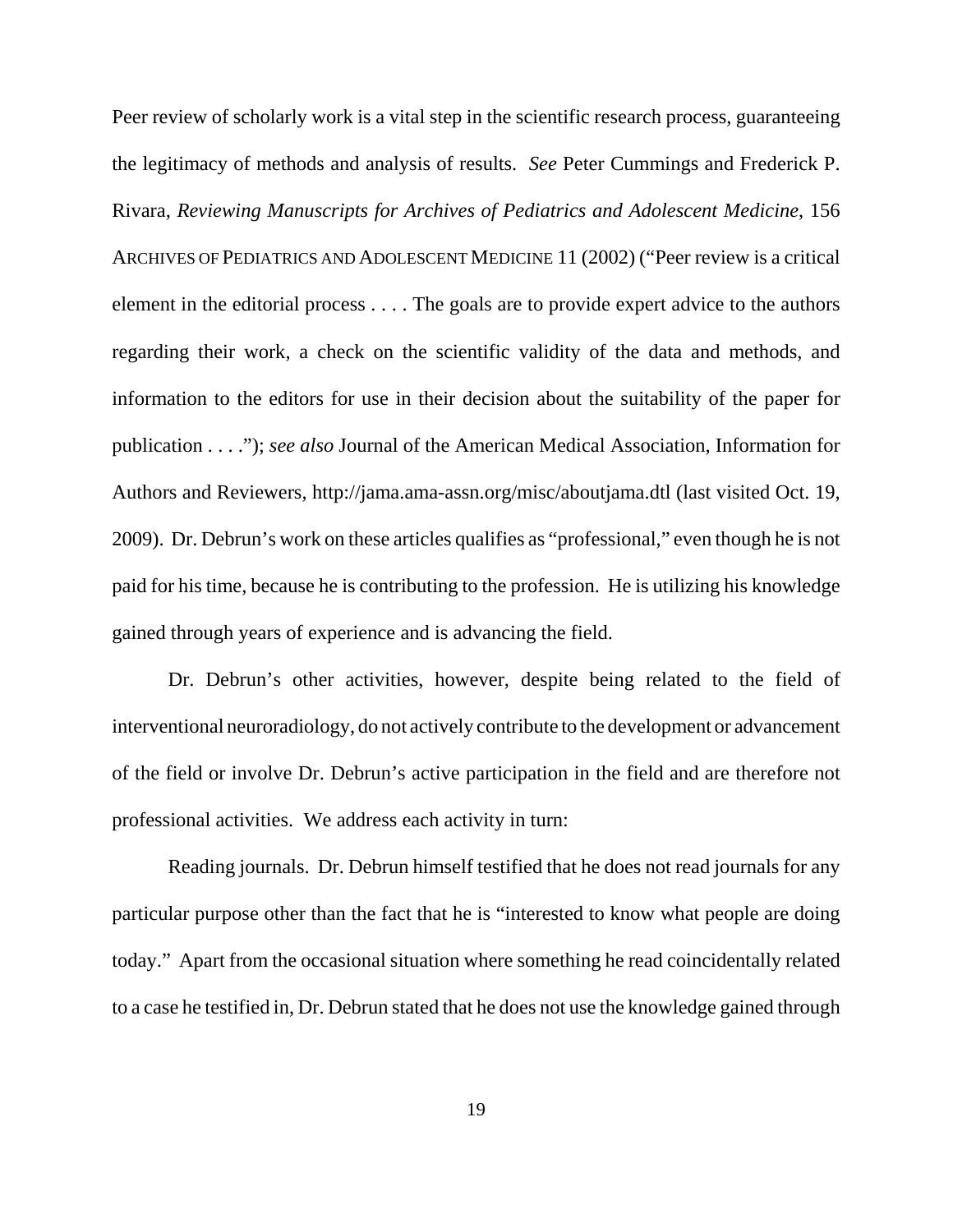Peer review of scholarly work is a vital step in the scientific research process, guaranteeing the legitimacy of methods and analysis of results. *See* Peter Cummings and Frederick P. Rivara, *Reviewing Manuscripts for Archives of Pediatrics and Adolescent Medicine*, 156 ARCHIVES OF PEDIATRICS AND ADOLESCENT MEDICINE 11 (2002) ("Peer review is a critical element in the editorial process . . . . The goals are to provide expert advice to the authors regarding their work, a check on the scientific validity of the data and methods, and information to the editors for use in their decision about the suitability of the paper for publication . . . ."); *see also* Journal of the American Medical Association, Information for Authors and Reviewers, http://jama.ama-assn.org/misc/aboutjama.dtl (last visited Oct. 19, 2009). Dr. Debrun's work on these articles qualifies as "professional," even though he is not paid for his time, because he is contributing to the profession. He is utilizing his knowledge gained through years of experience and is advancing the field.

Dr. Debrun's other activities, however, despite being related to the field of interventional neuroradiology, do not actively contribute to the development or advancement of the field or involve Dr. Debrun's active participation in the field and are therefore not professional activities. We address each activity in turn:

Reading journals. Dr. Debrun himself testified that he does not read journals for any particular purpose other than the fact that he is "interested to know what people are doing today." Apart from the occasional situation where something he read coincidentally related to a case he testified in, Dr. Debrun stated that he does not use the knowledge gained through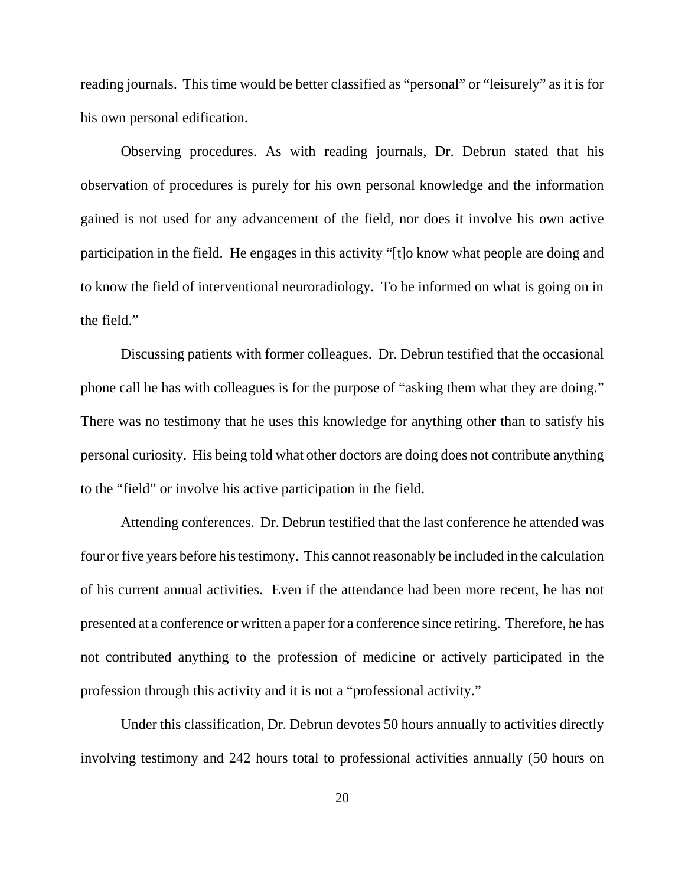reading journals. This time would be better classified as "personal" or "leisurely" as it is for his own personal edification.

Observing procedures. As with reading journals, Dr. Debrun stated that his observation of procedures is purely for his own personal knowledge and the information gained is not used for any advancement of the field, nor does it involve his own active participation in the field. He engages in this activity "[t]o know what people are doing and to know the field of interventional neuroradiology. To be informed on what is going on in the field."

Discussing patients with former colleagues. Dr. Debrun testified that the occasional phone call he has with colleagues is for the purpose of "asking them what they are doing." There was no testimony that he uses this knowledge for anything other than to satisfy his personal curiosity. His being told what other doctors are doing does not contribute anything to the "field" or involve his active participation in the field.

Attending conferences. Dr. Debrun testified that the last conference he attended was four or five years before his testimony. This cannot reasonably be included in the calculation of his current annual activities. Even if the attendance had been more recent, he has not presented at a conference or written a paper for a conference since retiring. Therefore, he has not contributed anything to the profession of medicine or actively participated in the profession through this activity and it is not a "professional activity."

Under this classification, Dr. Debrun devotes 50 hours annually to activities directly involving testimony and 242 hours total to professional activities annually (50 hours on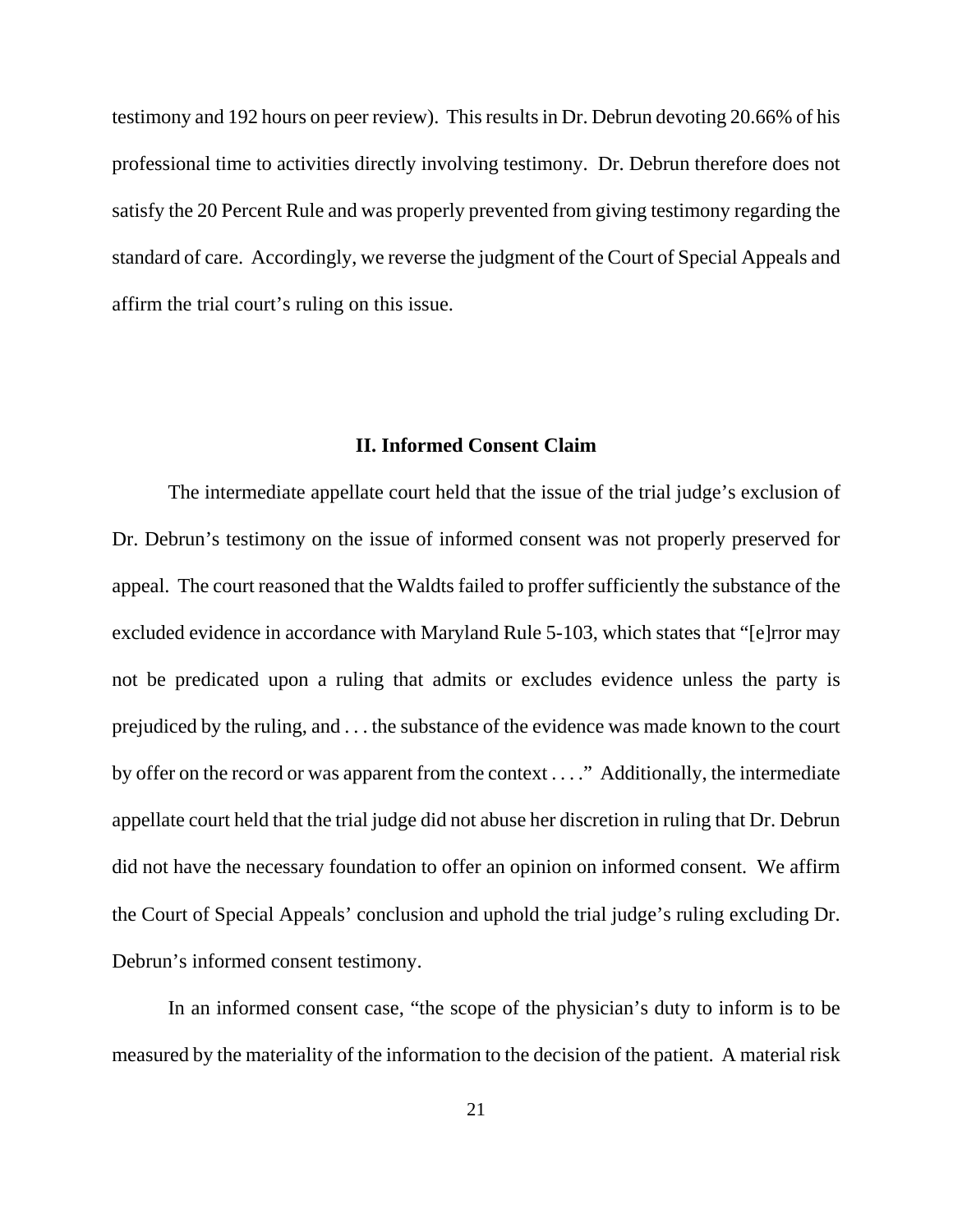testimony and 192 hours on peer review). This results in Dr. Debrun devoting 20.66% of his professional time to activities directly involving testimony. Dr. Debrun therefore does not satisfy the 20 Percent Rule and was properly prevented from giving testimony regarding the standard of care. Accordingly, we reverse the judgment of the Court of Special Appeals and affirm the trial court's ruling on this issue.

## II. Informed Consent Claim

The intermediate appellate court held that the issue of the trial judge's exclusion of Dr. Debrun's testimony on the issue of informed consent was not properly preserved for appeal. The court reasoned that the Waldts failed to proffer sufficiently the substance of the excluded evidence in accordance with Maryland Rule 5-103, which states that "[e]rror may not be predicated upon a ruling that admits or excludes evidence unless the party is prejudiced by the ruling, and . . . the substance of the evidence was made known to the court by offer on the record or was apparent from the context . . . ." Additionally, the intermediate appellate court held that the trial judge did not abuse her discretion in ruling that Dr. Debrun did not have the necessary foundation to offer an opinion on informed consent. We affirm the Court of Special Appeals' conclusion and uphold the trial judge's ruling excluding Dr. Debrun's informed consent testimony.

In an informed consent case, "the scope of the physician's duty to inform is to be measured by the materiality of the information to the decision of the patient. A material risk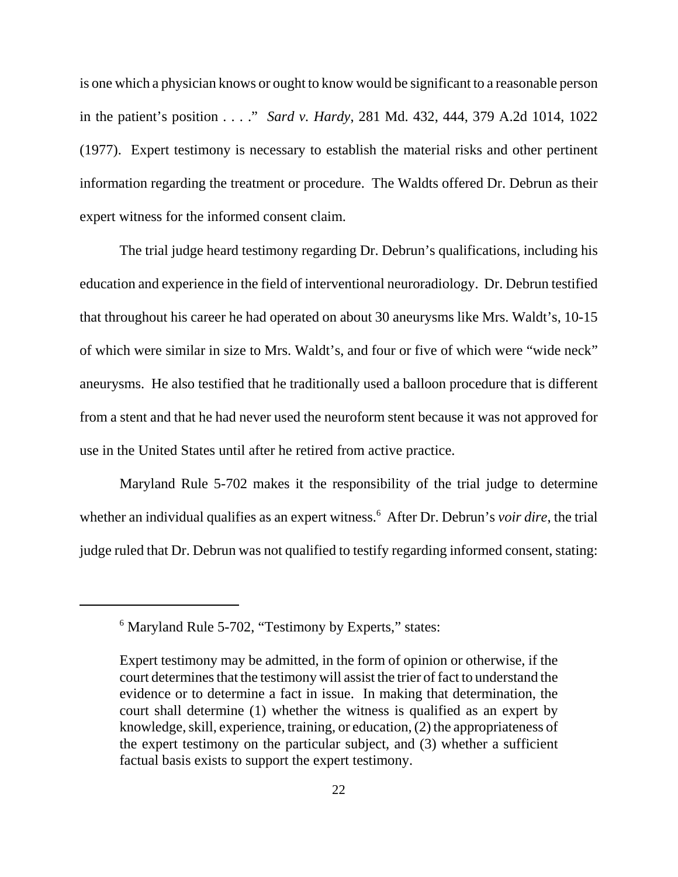is one which a physician knows or ought to know would be significant to a reasonable person in the patient's position . . . ." *Sard v. Hardy*, 281 Md. 432, 444, 379 A.2d 1014, 1022 (1977). Expert testimony is necessary to establish the material risks and other pertinent information regarding the treatment or procedure. The Waldts offered Dr. Debrun as their expert witness for the informed consent claim.

The trial judge heard testimony regarding Dr. Debrun's qualifications, including his education and experience in the field of interventional neuroradiology. Dr. Debrun testified that throughout his career he had operated on about 30 aneurysms like Mrs. Waldt's, 10-15 of which were similar in size to Mrs. Waldt's, and four or five of which were "wide neck" aneurysms. He also testified that he traditionally used a balloon procedure that is different from a stent and that he had never used the neuroform stent because it was not approved for use in the United States until after he retired from active practice.

Maryland Rule 5-702 makes it the responsibility of the trial judge to determine whether an individual qualifies as an expert witness.[6] After Dr. Debrun's *voir dire*, the trial judge ruled that Dr. Debrun was not qualified to testify regarding informed consent, stating:

---

[6] Maryland Rule 5-702, "Testimony by Experts," states:

> Expert testimony may be admitted, in the form of opinion or otherwise, if the court determines that the testimony will assist the trier of fact to understand the evidence or to determine a fact in issue. In making that determination, the court shall determine (1) whether the witness is qualified as an expert by knowledge, skill, experience, training, or education, (2) the appropriateness of the expert testimony on the particular subject, and (3) whether a sufficient factual basis exists to support the expert testimony.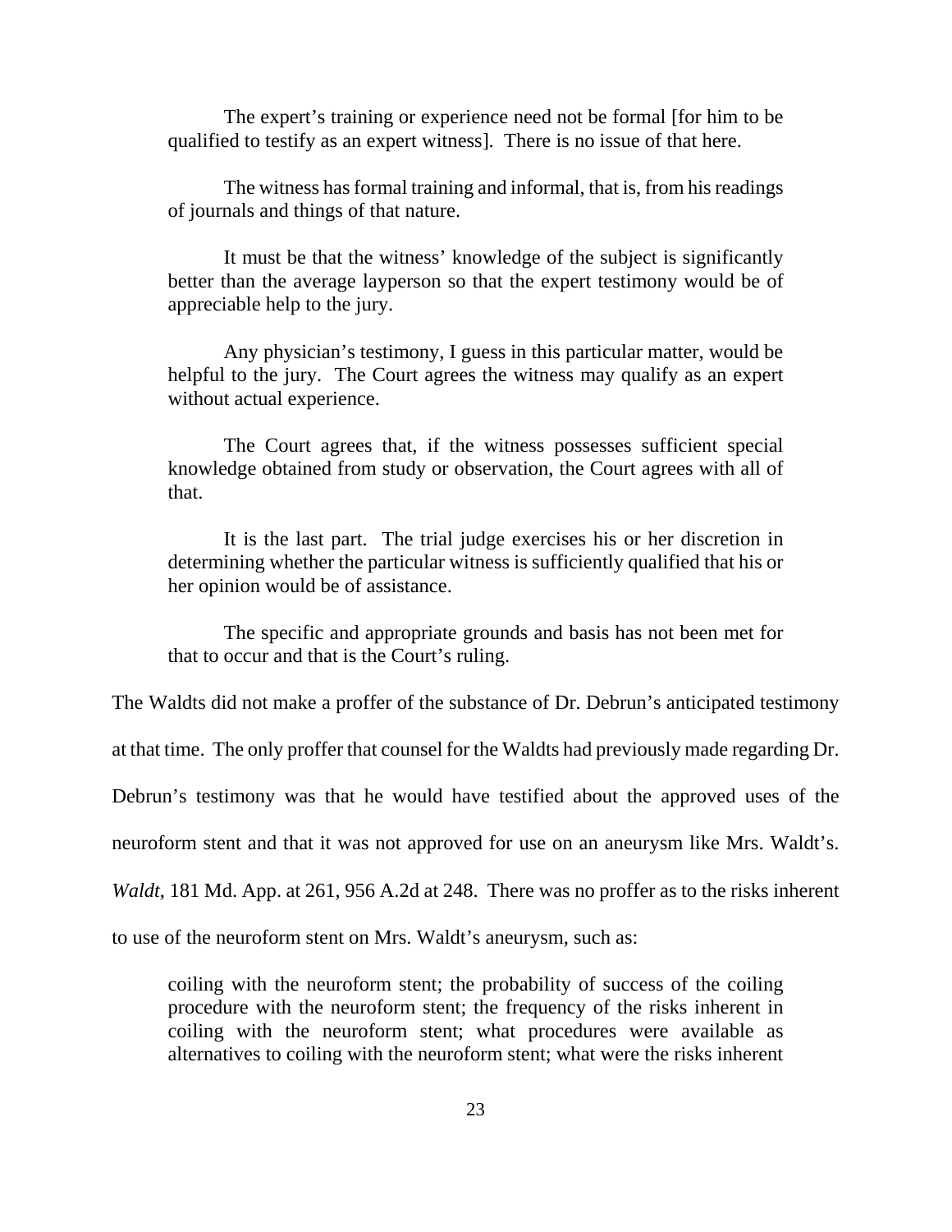The expert's training or experience need not be formal [for him to be qualified to testify as an expert witness]. There is no issue of that here.

The witness has formal training and informal, that is, from his readings of journals and things of that nature.

It must be that the witness' knowledge of the subject is significantly better than the average layperson so that the expert testimony would be of appreciable help to the jury.

Any physician's testimony, I guess in this particular matter, would be helpful to the jury. The Court agrees the witness may qualify as an expert without actual experience.

The Court agrees that, if the witness possesses sufficient special knowledge obtained from study or observation, the Court agrees with all of that.

It is the last part. The trial judge exercises his or her discretion in determining whether the particular witness is sufficiently qualified that his or her opinion would be of assistance.

The specific and appropriate grounds and basis has not been met for that to occur and that is the Court's ruling.

The Waldts did not make a proffer of the substance of Dr. Debrun's anticipated testimony at that time. The only proffer that counsel for the Waldts had previously made regarding Dr. Debrun's testimony was that he would have testified about the approved uses of the neuroform stent and that it was not approved for use on an aneurysm like Mrs. Waldt's. *Waldt*, 181 Md. App. at 261, 956 A.2d at 248. There was no proffer as to the risks inherent to use of the neuroform stent on Mrs. Waldt's aneurysm, such as:

> coiling with the neuroform stent; the probability of success of the coiling procedure with the neuroform stent; the frequency of the risks inherent in coiling with the neuroform stent; what procedures were available as alternatives to coiling with the neuroform stent; what were the risks inherent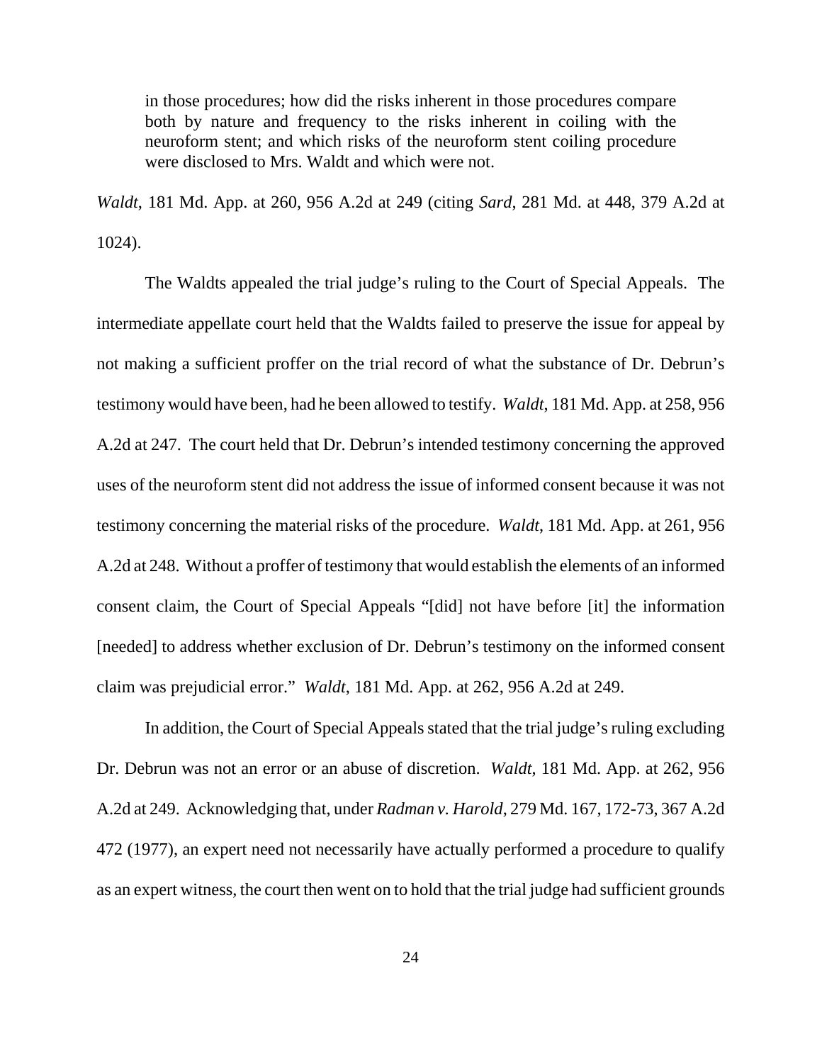> in those procedures; how did the risks inherent in those procedures compare both by nature and frequency to the risks inherent in coiling with the neuroform stent; and which risks of the neuroform stent coiling procedure were disclosed to Mrs. Waldt and which were not.

*Waldt*, 181 Md. App. at 260, 956 A.2d at 249 (citing *Sard*, 281 Md. at 448, 379 A.2d at 1024).

The Waldts appealed the trial judge's ruling to the Court of Special Appeals. The intermediate appellate court held that the Waldts failed to preserve the issue for appeal by not making a sufficient proffer on the trial record of what the substance of Dr. Debrun's testimony would have been, had he been allowed to testify. *Waldt*, 181 Md. App. at 258, 956 A.2d at 247. The court held that Dr. Debrun's intended testimony concerning the approved uses of the neuroform stent did not address the issue of informed consent because it was not testimony concerning the material risks of the procedure. *Waldt*, 181 Md. App. at 261, 956 A.2d at 248. Without a proffer of testimony that would establish the elements of an informed consent claim, the Court of Special Appeals "[did] not have before [it] the information [needed] to address whether exclusion of Dr. Debrun's testimony on the informed consent claim was prejudicial error." *Waldt*, 181 Md. App. at 262, 956 A.2d at 249.

In addition, the Court of Special Appeals stated that the trial judge's ruling excluding Dr. Debrun was not an error or an abuse of discretion. *Waldt*, 181 Md. App. at 262, 956 A.2d at 249. Acknowledging that, under *Radman v. Harold*, 279 Md. 167, 172-73, 367 A.2d 472 (1977), an expert need not necessarily have actually performed a procedure to qualify as an expert witness, the court then went on to hold that the trial judge had sufficient grounds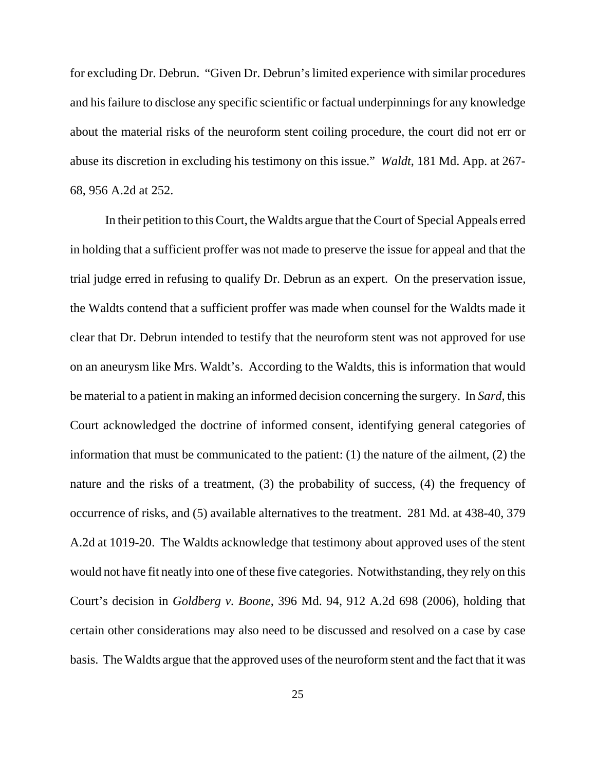for excluding Dr. Debrun. "Given Dr. Debrun's limited experience with similar procedures and his failure to disclose any specific scientific or factual underpinnings for any knowledge about the material risks of the neuroform stent coiling procedure, the court did not err or abuse its discretion in excluding his testimony on this issue." *Waldt*, 181 Md. App. at 267-68, 956 A.2d at 252.

In their petition to this Court, the Waldts argue that the Court of Special Appeals erred in holding that a sufficient proffer was not made to preserve the issue for appeal and that the trial judge erred in refusing to qualify Dr. Debrun as an expert. On the preservation issue, the Waldts contend that a sufficient proffer was made when counsel for the Waldts made it clear that Dr. Debrun intended to testify that the neuroform stent was not approved for use on an aneurysm like Mrs. Waldt's. According to the Waldts, this is information that would be material to a patient in making an informed decision concerning the surgery. In *Sard*, this Court acknowledged the doctrine of informed consent, identifying general categories of information that must be communicated to the patient: (1) the nature of the ailment, (2) the nature and the risks of a treatment, (3) the probability of success, (4) the frequency of occurrence of risks, and (5) available alternatives to the treatment. 281 Md. at 438-40, 379 A.2d at 1019-20. The Waldts acknowledge that testimony about approved uses of the stent would not have fit neatly into one of these five categories. Notwithstanding, they rely on this Court's decision in *Goldberg v. Boone*, 396 Md. 94, 912 A.2d 698 (2006), holding that certain other considerations may also need to be discussed and resolved on a case by case basis. The Waldts argue that the approved uses of the neuroform stent and the fact that it was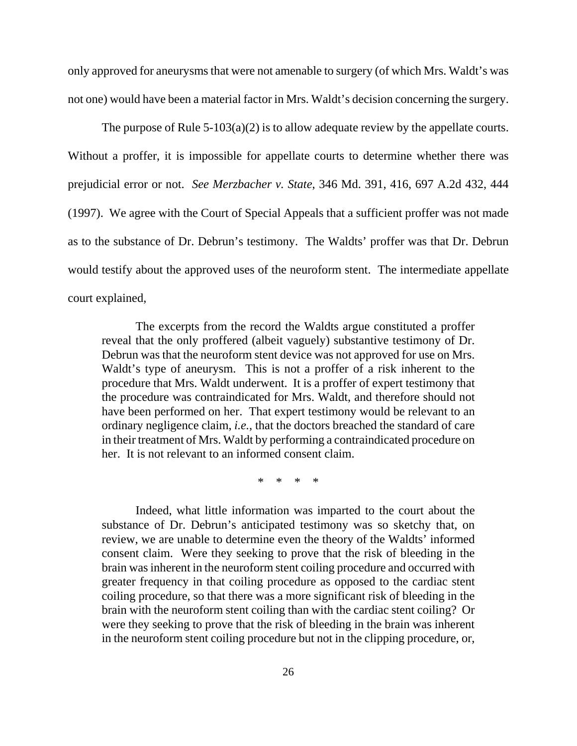only approved for aneurysms that were not amenable to surgery (of which Mrs. Waldt's was not one) would have been a material factor in Mrs. Waldt's decision concerning the surgery.

The purpose of Rule 5-103(a)(2) is to allow adequate review by the appellate courts. Without a proffer, it is impossible for appellate courts to determine whether there was prejudicial error or not. *See Merzbacher v. State*, 346 Md. 391, 416, 697 A.2d 432, 444 (1997). We agree with the Court of Special Appeals that a sufficient proffer was not made as to the substance of Dr. Debrun's testimony. The Waldts' proffer was that Dr. Debrun would testify about the approved uses of the neuroform stent. The intermediate appellate court explained,

> The excerpts from the record the Waldts argue constituted a proffer reveal that the only proffered (albeit vaguely) substantive testimony of Dr. Debrun was that the neuroform stent device was not approved for use on Mrs. Waldt's type of aneurysm. This is not a proffer of a risk inherent to the procedure that Mrs. Waldt underwent. It is a proffer of expert testimony that the procedure was contraindicated for Mrs. Waldt, and therefore should not have been performed on her. That expert testimony would be relevant to an ordinary negligence claim, *i.e.*, that the doctors breached the standard of care in their treatment of Mrs. Waldt by performing a contraindicated procedure on her. It is not relevant to an informed consent claim.
>
> \* \* \* \*
>
> Indeed, what little information was imparted to the court about the substance of Dr. Debrun's anticipated testimony was so sketchy that, on review, we are unable to determine even the theory of the Waldts' informed consent claim. Were they seeking to prove that the risk of bleeding in the brain was inherent in the neuroform stent coiling procedure and occurred with greater frequency in that coiling procedure as opposed to the cardiac stent coiling procedure, so that there was a more significant risk of bleeding in the brain with the neuroform stent coiling than with the cardiac stent coiling? Or were they seeking to prove that the risk of bleeding in the brain was inherent in the neuroform stent coiling procedure but not in the clipping procedure, or,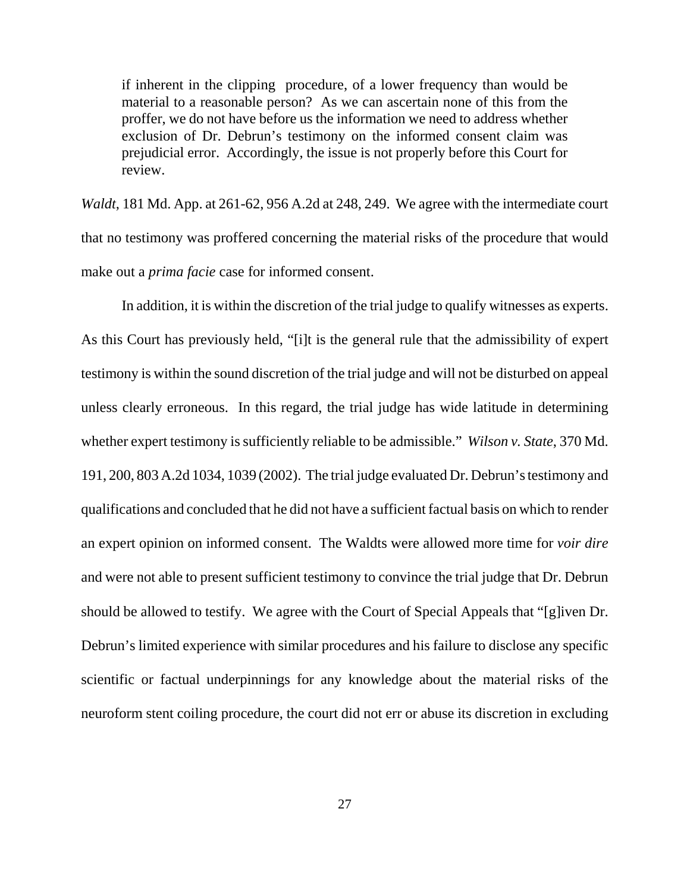> if inherent in the clipping procedure, of a lower frequency than would be material to a reasonable person? As we can ascertain none of this from the proffer, we do not have before us the information we need to address whether exclusion of Dr. Debrun's testimony on the informed consent claim was prejudicial error. Accordingly, the issue is not properly before this Court for review.

*Waldt*, 181 Md. App. at 261-62, 956 A.2d at 248, 249. We agree with the intermediate court that no testimony was proffered concerning the material risks of the procedure that would make out a *prima facie* case for informed consent.

In addition, it is within the discretion of the trial judge to qualify witnesses as experts. As this Court has previously held, "[i]t is the general rule that the admissibility of expert testimony is within the sound discretion of the trial judge and will not be disturbed on appeal unless clearly erroneous. In this regard, the trial judge has wide latitude in determining whether expert testimony is sufficiently reliable to be admissible." *Wilson v. State*, 370 Md. 191, 200, 803 A.2d 1034, 1039 (2002). The trial judge evaluated Dr. Debrun's testimony and qualifications and concluded that he did not have a sufficient factual basis on which to render an expert opinion on informed consent. The Waldts were allowed more time for *voir dire* and were not able to present sufficient testimony to convince the trial judge that Dr. Debrun should be allowed to testify. We agree with the Court of Special Appeals that "[g]iven Dr. Debrun's limited experience with similar procedures and his failure to disclose any specific scientific or factual underpinnings for any knowledge about the material risks of the neuroform stent coiling procedure, the court did not err or abuse its discretion in excluding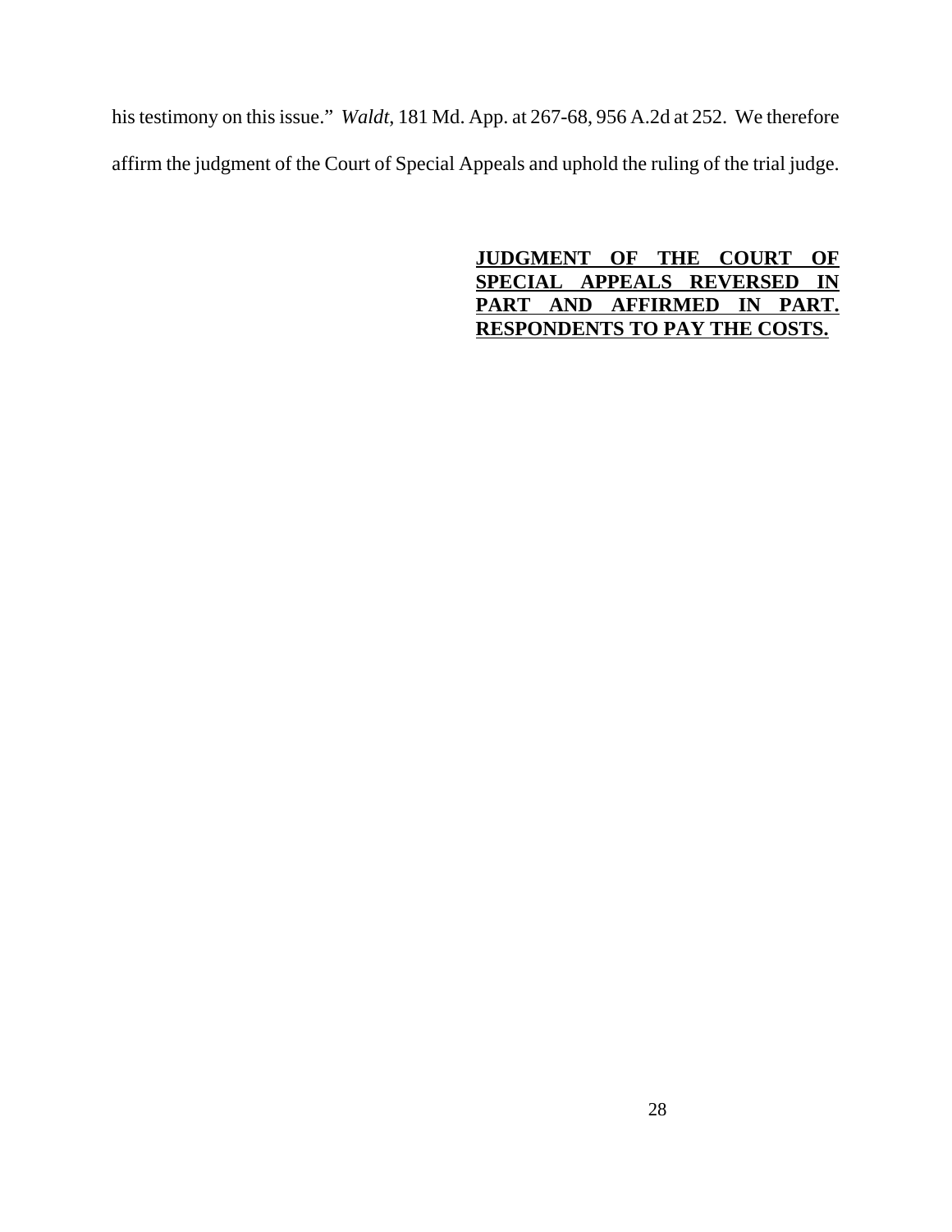his testimony on this issue." *Waldt*, 181 Md. App. at 267-68, 956 A.2d at 252. We therefore affirm the judgment of the Court of Special Appeals and uphold the ruling of the trial judge.

**JUDGMENT OF THE COURT OF SPECIAL APPEALS REVERSED IN PART AND AFFIRMED IN PART. RESPONDENTS TO PAY THE COSTS.**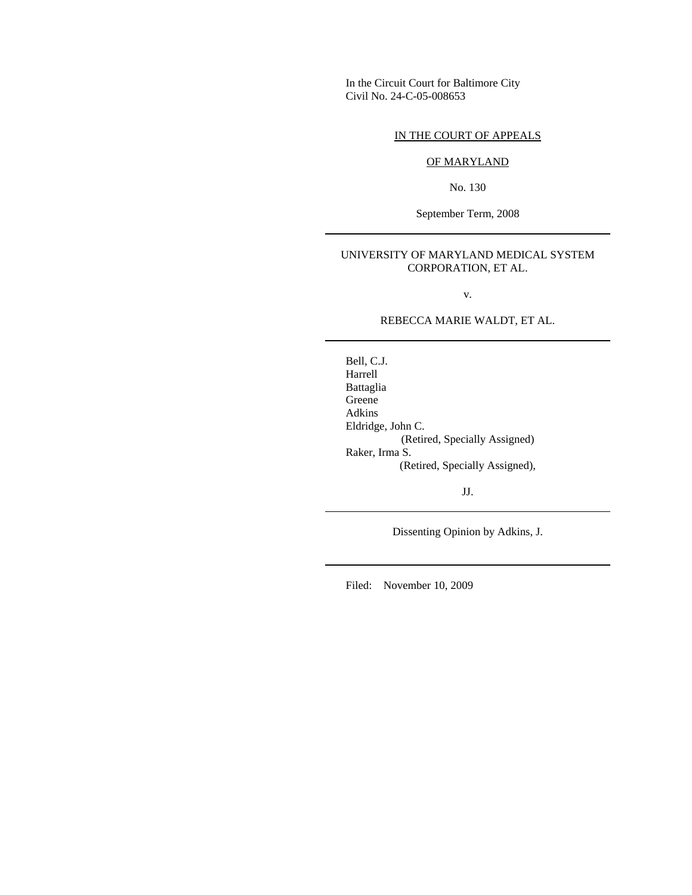In the Circuit Court for Baltimore City
Civil No. 24-C-05-008653

IN THE COURT OF APPEALS

OF MARYLAND

No. 130

September Term, 2008

---

UNIVERSITY OF MARYLAND MEDICAL SYSTEM CORPORATION, ET AL.

v.

REBECCA MARIE WALDT, ET AL.

---

Bell, C.J.
Harrell
Battaglia
Greene
Adkins
Eldridge, John C.
(Retired, Specially Assigned)
Raker, Irma S.
(Retired, Specially Assigned),

JJ.

---

Dissenting Opinion by Adkins, J.

---

Filed: November 10, 2009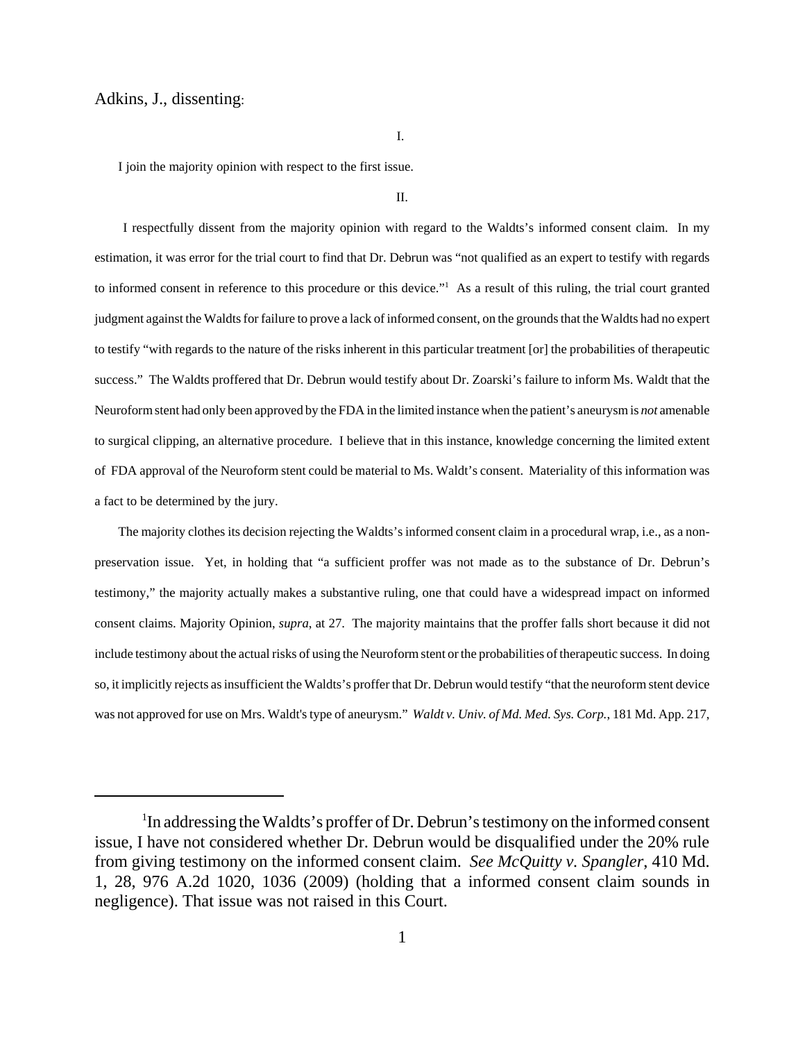Adkins, J., dissenting:

I.

I join the majority opinion with respect to the first issue.

II.

I respectfully dissent from the majority opinion with regard to the Waldts's informed consent claim. In my estimation, it was error for the trial court to find that Dr. Debrun was "not qualified as an expert to testify with regards to informed consent in reference to this procedure or this device."[1] As a result of this ruling, the trial court granted judgment against the Waldts for failure to prove a lack of informed consent, on the grounds that the Waldts had no expert to testify "with regards to the nature of the risks inherent in this particular treatment [or] the probabilities of therapeutic success." The Waldts proffered that Dr. Debrun would testify about Dr. Zoarski's failure to inform Ms. Waldt that the Neuroform stent had only been approved by the FDA in the limited instance when the patient's aneurysm is *not* amenable to surgical clipping, an alternative procedure. I believe that in this instance, knowledge concerning the limited extent of FDA approval of the Neuroform stent could be material to Ms. Waldt's consent. Materiality of this information was a fact to be determined by the jury.

The majority clothes its decision rejecting the Waldts's informed consent claim in a procedural wrap, i.e., as a non-preservation issue. Yet, in holding that "a sufficient proffer was not made as to the substance of Dr. Debrun's testimony," the majority actually makes a substantive ruling, one that could have a widespread impact on informed consent claims. Majority Opinion, *supra*, at 27. The majority maintains that the proffer falls short because it did not include testimony about the actual risks of using the Neuroform stent or the probabilities of therapeutic success. In doing so, it implicitly rejects as insufficient the Waldts's proffer that Dr. Debrun would testify "that the neuroform stent device was not approved for use on Mrs. Waldt's type of aneurysm." *Waldt v. Univ. of Md. Med. Sys. Corp.*, 181 Md. App. 217,

---

[1] In addressing the Waldts's proffer of Dr. Debrun's testimony on the informed consent issue, I have not considered whether Dr. Debrun would be disqualified under the 20% rule from giving testimony on the informed consent claim. *See McQuitty v. Spangler*, 410 Md. 1, 28, 976 A.2d 1020, 1036 (2009) (holding that a informed consent claim sounds in negligence). That issue was not raised in this Court.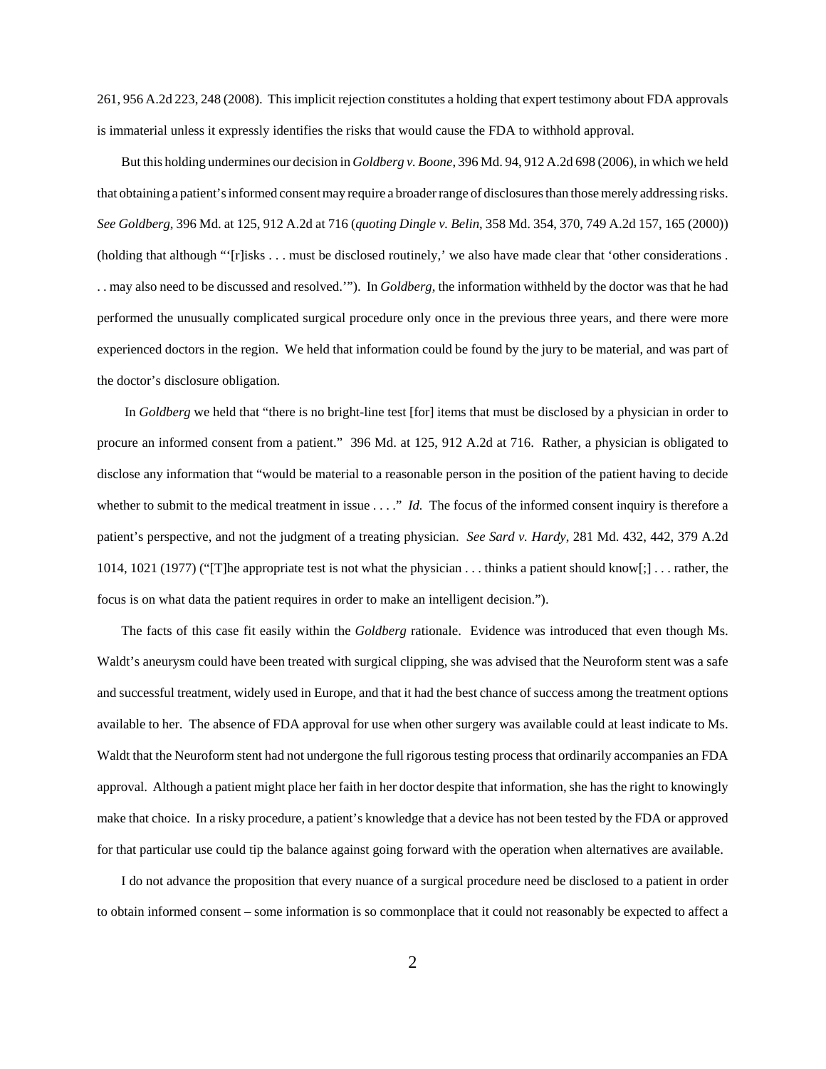261, 956 A.2d 223, 248 (2008). This implicit rejection constitutes a holding that expert testimony about FDA approvals is immaterial unless it expressly identifies the risks that would cause the FDA to withhold approval.

But this holding undermines our decision in *Goldberg v. Boone*, 396 Md. 94, 912 A.2d 698 (2006), in which we held that obtaining a patient's informed consent may require a broader range of disclosures than those merely addressing risks. *See Goldberg*, 396 Md. at 125, 912 A.2d at 716 (*quoting Dingle v. Belin*, 358 Md. 354, 370, 749 A.2d 157, 165 (2000)) (holding that although "'[r]isks . . . must be disclosed routinely,' we also have made clear that 'other considerations . . . may also need to be discussed and resolved.'"). In *Goldberg*, the information withheld by the doctor was that he had performed the unusually complicated surgical procedure only once in the previous three years, and there were more experienced doctors in the region. We held that information could be found by the jury to be material, and was part of the doctor's disclosure obligation.

In *Goldberg* we held that "there is no bright-line test [for] items that must be disclosed by a physician in order to procure an informed consent from a patient." 396 Md. at 125, 912 A.2d at 716. Rather, a physician is obligated to disclose any information that "would be material to a reasonable person in the position of the patient having to decide whether to submit to the medical treatment in issue . . . ." *Id.* The focus of the informed consent inquiry is therefore a patient's perspective, and not the judgment of a treating physician. *See Sard v. Hardy*, 281 Md. 432, 442, 379 A.2d 1014, 1021 (1977) ("[T]he appropriate test is not what the physician . . . thinks a patient should know[;] . . . rather, the focus is on what data the patient requires in order to make an intelligent decision.").

The facts of this case fit easily within the *Goldberg* rationale. Evidence was introduced that even though Ms. Waldt's aneurysm could have been treated with surgical clipping, she was advised that the Neuroform stent was a safe and successful treatment, widely used in Europe, and that it had the best chance of success among the treatment options available to her. The absence of FDA approval for use when other surgery was available could at least indicate to Ms. Waldt that the Neuroform stent had not undergone the full rigorous testing process that ordinarily accompanies an FDA approval. Although a patient might place her faith in her doctor despite that information, she has the right to knowingly make that choice. In a risky procedure, a patient's knowledge that a device has not been tested by the FDA or approved for that particular use could tip the balance against going forward with the operation when alternatives are available.

I do not advance the proposition that every nuance of a surgical procedure need be disclosed to a patient in order to obtain informed consent – some information is so commonplace that it could not reasonably be expected to affect a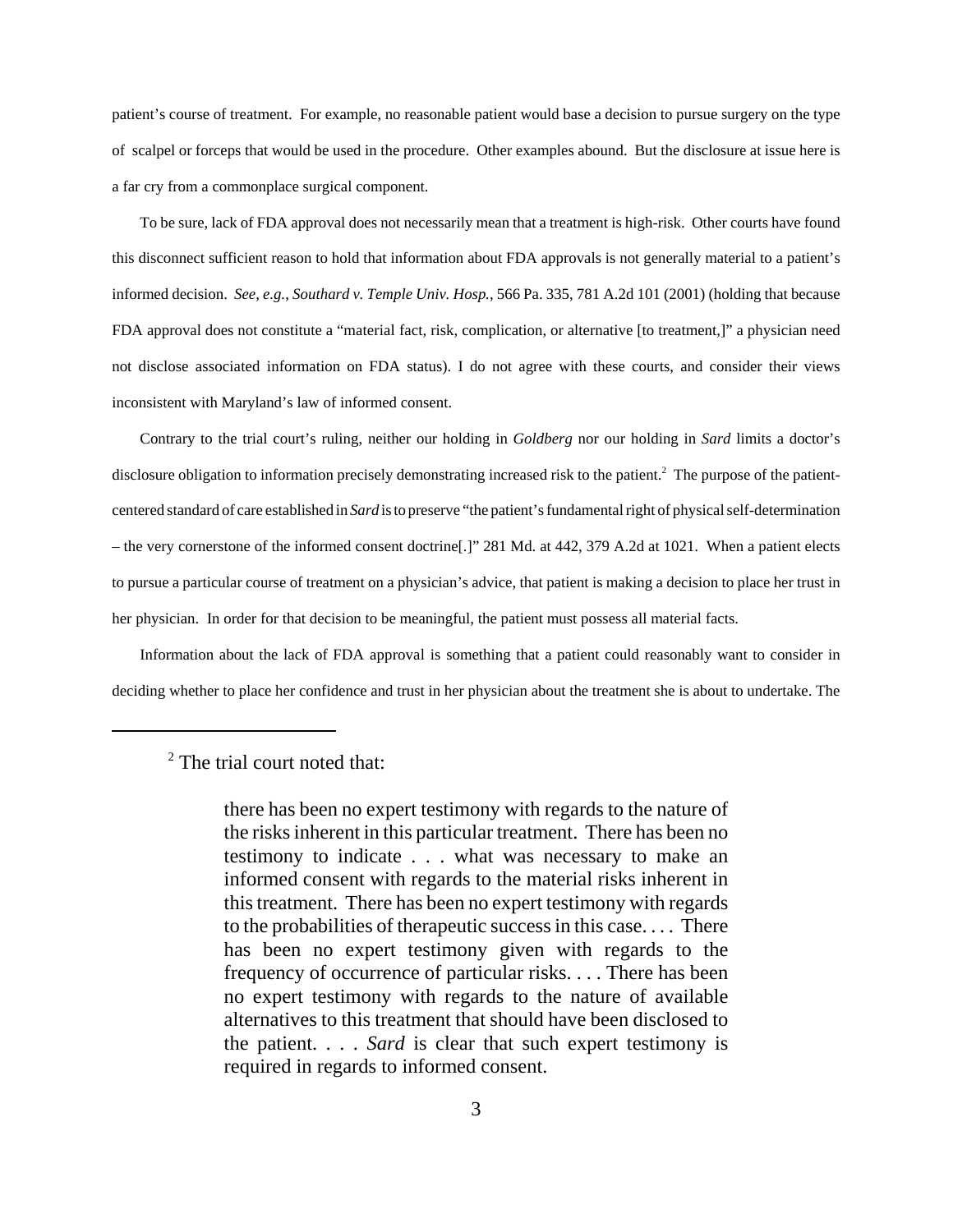patient's course of treatment. For example, no reasonable patient would base a decision to pursue surgery on the type of scalpel or forceps that would be used in the procedure. Other examples abound. But the disclosure at issue here is a far cry from a commonplace surgical component.

To be sure, lack of FDA approval does not necessarily mean that a treatment is high-risk. Other courts have found this disconnect sufficient reason to hold that information about FDA approvals is not generally material to a patient's informed decision. *See, e.g., Southard v. Temple Univ. Hosp.*, 566 Pa. 335, 781 A.2d 101 (2001) (holding that because FDA approval does not constitute a "material fact, risk, complication, or alternative [to treatment,]" a physician need not disclose associated information on FDA status). I do not agree with these courts, and consider their views inconsistent with Maryland's law of informed consent.

Contrary to the trial court's ruling, neither our holding in *Goldberg* nor our holding in *Sard* limits a doctor's disclosure obligation to information precisely demonstrating increased risk to the patient.[2] The purpose of the patient-centered standard of care established in *Sard* is to preserve "the patient's fundamental right of physical self-determination – the very cornerstone of the informed consent doctrine[.]" 281 Md. at 442, 379 A.2d at 1021. When a patient elects to pursue a particular course of treatment on a physician's advice, that patient is making a decision to place her trust in her physician. In order for that decision to be meaningful, the patient must possess all material facts.

Information about the lack of FDA approval is something that a patient could reasonably want to consider in deciding whether to place her confidence and trust in her physician about the treatment she is about to undertake. The

---

[2] The trial court noted that:

> there has been no expert testimony with regards to the nature of the risks inherent in this particular treatment. There has been no testimony to indicate . . . what was necessary to make an informed consent with regards to the material risks inherent in this treatment. There has been no expert testimony with regards to the probabilities of therapeutic success in this case. . . . There has been no expert testimony given with regards to the frequency of occurrence of particular risks. . . . There has been no expert testimony with regards to the nature of available alternatives to this treatment that should have been disclosed to the patient. . . . *Sard* is clear that such expert testimony is required in regards to informed consent.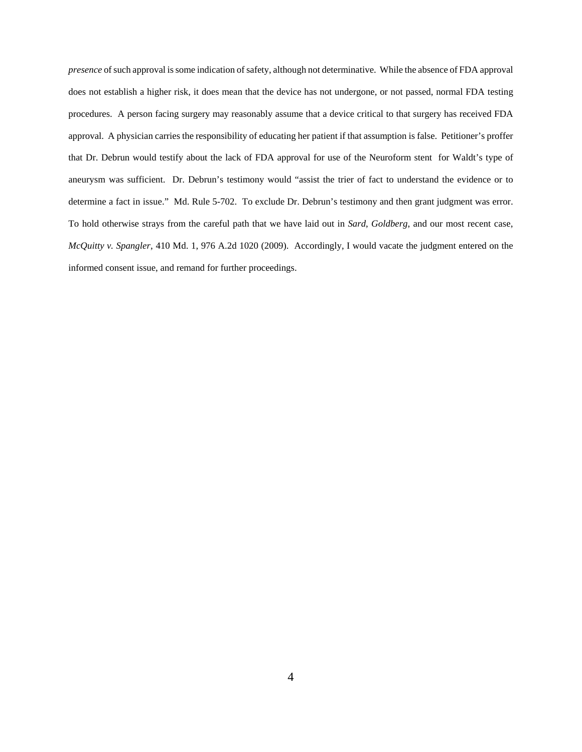*presence* of such approval is some indication of safety, although not determinative. While the absence of FDA approval does not establish a higher risk, it does mean that the device has not undergone, or not passed, normal FDA testing procedures. A person facing surgery may reasonably assume that a device critical to that surgery has received FDA approval. A physician carries the responsibility of educating her patient if that assumption is false. Petitioner's proffer that Dr. Debrun would testify about the lack of FDA approval for use of the Neuroform stent for Waldt's type of aneurysm was sufficient. Dr. Debrun's testimony would "assist the trier of fact to understand the evidence or to determine a fact in issue." Md. Rule 5-702. To exclude Dr. Debrun's testimony and then grant judgment was error. To hold otherwise strays from the careful path that we have laid out in *Sard*, *Goldberg*, and our most recent case, *McQuitty v. Spangler*, 410 Md. 1, 976 A.2d 1020 (2009). Accordingly, I would vacate the judgment entered on the informed consent issue, and remand for further proceedings.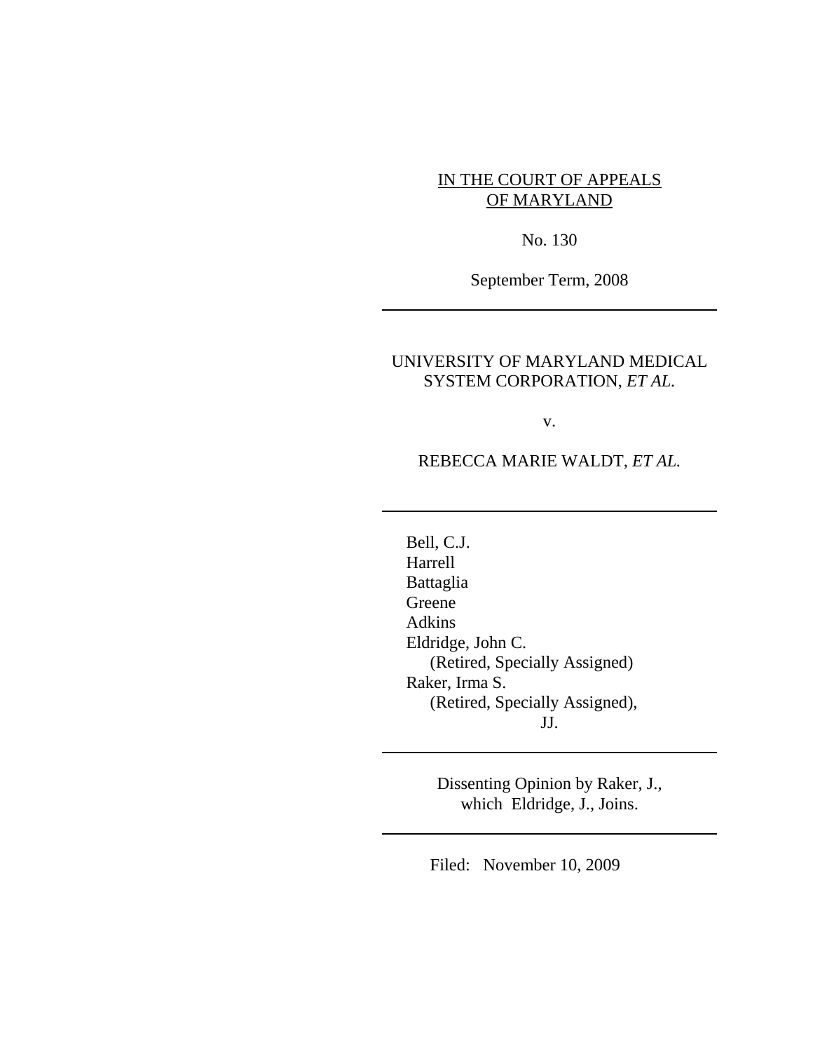IN THE COURT OF APPEALS
OF MARYLAND

No. 130

September Term, 2008

---

UNIVERSITY OF MARYLAND MEDICAL SYSTEM CORPORATION, *ET AL.*

v.

REBECCA MARIE WALDT, *ET AL.*

---

Bell, C.J.
Harrell
Battaglia
Greene
Adkins
Eldridge, John C.
(Retired, Specially Assigned)
Raker, Irma S.
(Retired, Specially Assigned),
JJ.

---

Dissenting Opinion by Raker, J.,
which Eldridge, J., Joins.

---

Filed: November 10, 2009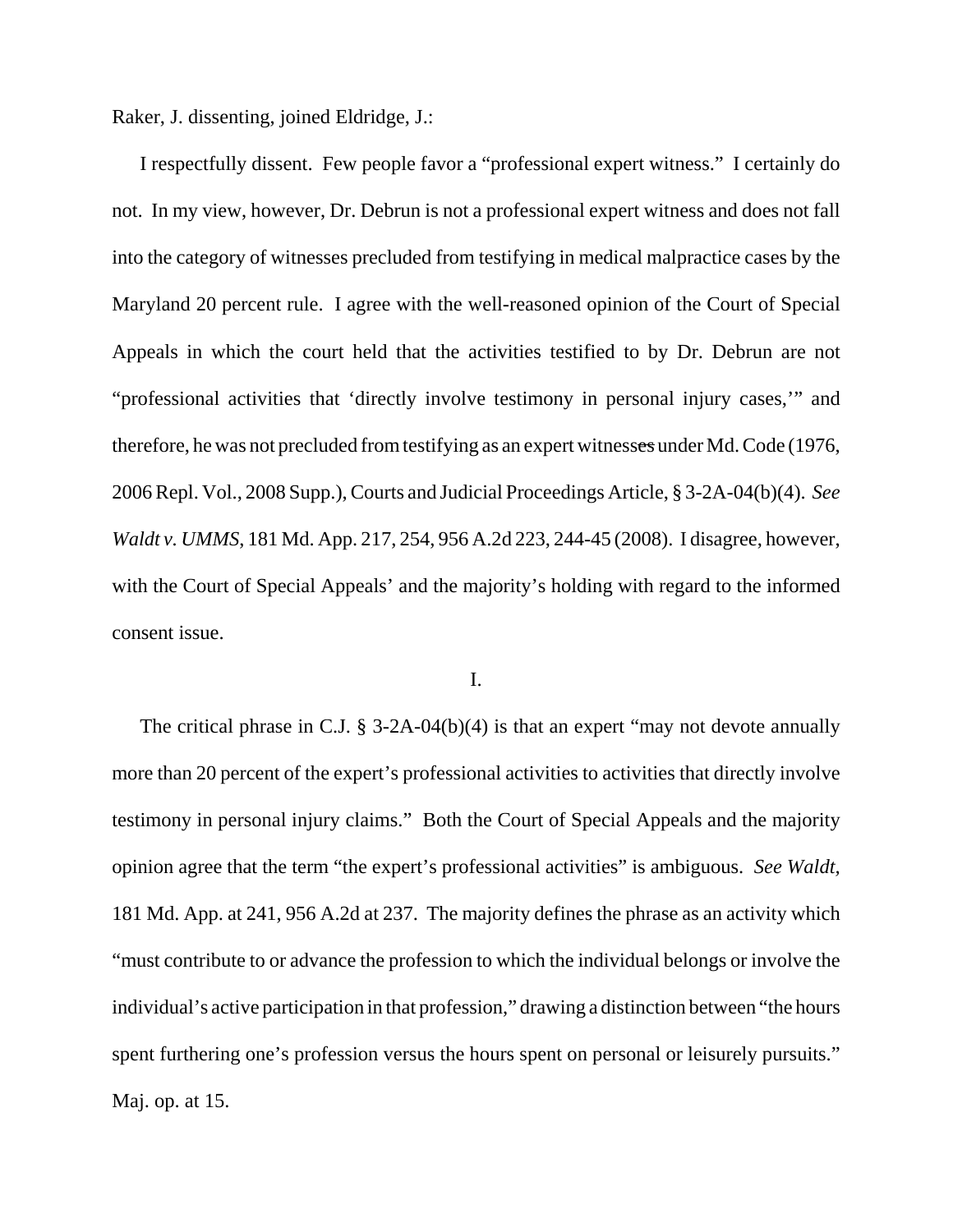Raker, J. dissenting, joined Eldridge, J.:

I respectfully dissent. Few people favor a "professional expert witness." I certainly do not. In my view, however, Dr. Debrun is not a professional expert witness and does not fall into the category of witnesses precluded from testifying in medical malpractice cases by the Maryland 20 percent rule. I agree with the well-reasoned opinion of the Court of Special Appeals in which the court held that the activities testified to by Dr. Debrun are not "professional activities that 'directly involve testimony in personal injury cases,'" and therefore, he was not precluded from testifying as an expert witnesses under Md. Code (1976, 2006 Repl. Vol., 2008 Supp.), Courts and Judicial Proceedings Article, § 3-2A-04(b)(4). *See Waldt v. UMMS,* 181 Md. App. 217, 254, 956 A.2d 223, 244-45 (2008). I disagree, however, with the Court of Special Appeals' and the majority's holding with regard to the informed consent issue.

I.

The critical phrase in C.J. § 3-2A-04(b)(4) is that an expert "may not devote annually more than 20 percent of the expert's professional activities to activities that directly involve testimony in personal injury claims." Both the Court of Special Appeals and the majority opinion agree that the term "the expert's professional activities" is ambiguous. *See Waldt,* 181 Md. App. at 241, 956 A.2d at 237. The majority defines the phrase as an activity which "must contribute to or advance the profession to which the individual belongs or involve the individual's active participation in that profession," drawing a distinction between "the hours spent furthering one's profession versus the hours spent on personal or leisurely pursuits." Maj. op. at 15.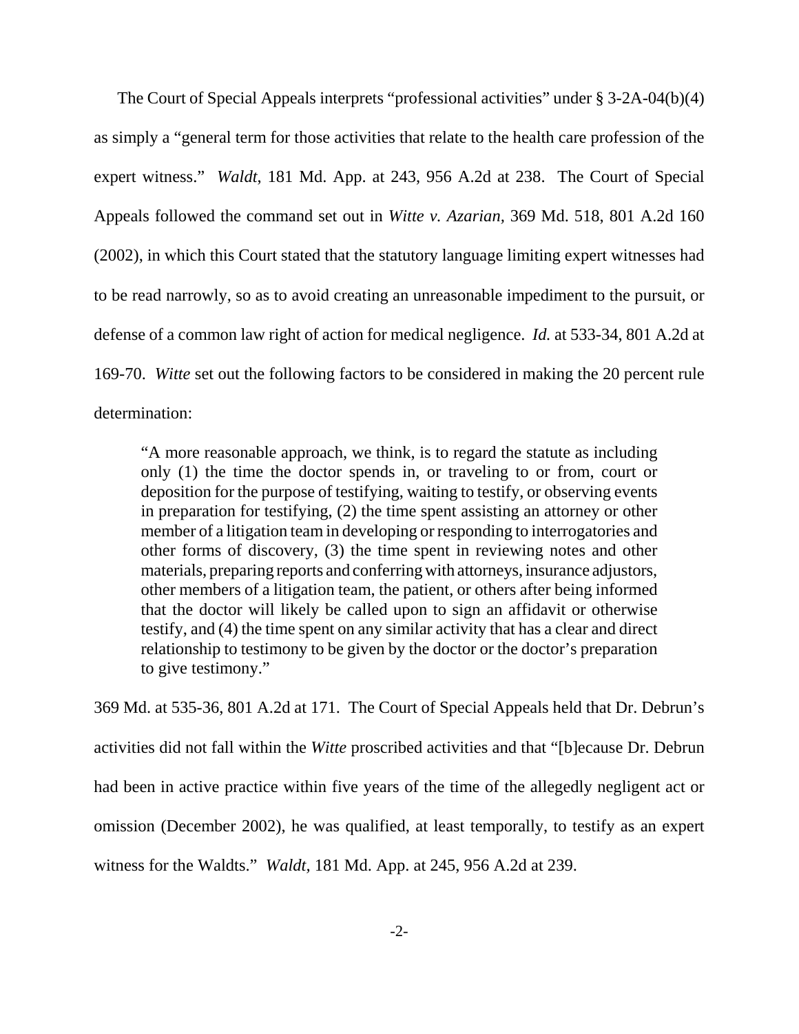The Court of Special Appeals interprets "professional activities" under § 3-2A-04(b)(4) as simply a "general term for those activities that relate to the health care profession of the expert witness." *Waldt*, 181 Md. App. at 243, 956 A.2d at 238. The Court of Special Appeals followed the command set out in *Witte v. Azarian*, 369 Md. 518, 801 A.2d 160 (2002), in which this Court stated that the statutory language limiting expert witnesses had to be read narrowly, so as to avoid creating an unreasonable impediment to the pursuit, or defense of a common law right of action for medical negligence. *Id.* at 533-34, 801 A.2d at 169-70. *Witte* set out the following factors to be considered in making the 20 percent rule determination:

> "A more reasonable approach, we think, is to regard the statute as including only (1) the time the doctor spends in, or traveling to or from, court or deposition for the purpose of testifying, waiting to testify, or observing events in preparation for testifying, (2) the time spent assisting an attorney or other member of a litigation team in developing or responding to interrogatories and other forms of discovery, (3) the time spent in reviewing notes and other materials, preparing reports and conferring with attorneys, insurance adjustors, other members of a litigation team, the patient, or others after being informed that the doctor will likely be called upon to sign an affidavit or otherwise testify, and (4) the time spent on any similar activity that has a clear and direct relationship to testimony to be given by the doctor or the doctor's preparation to give testimony."

369 Md. at 535-36, 801 A.2d at 171. The Court of Special Appeals held that Dr. Debrun's activities did not fall within the *Witte* proscribed activities and that "[b]ecause Dr. Debrun had been in active practice within five years of the time of the allegedly negligent act or omission (December 2002), he was qualified, at least temporally, to testify as an expert witness for the Waldts." *Waldt*, 181 Md. App. at 245, 956 A.2d at 239.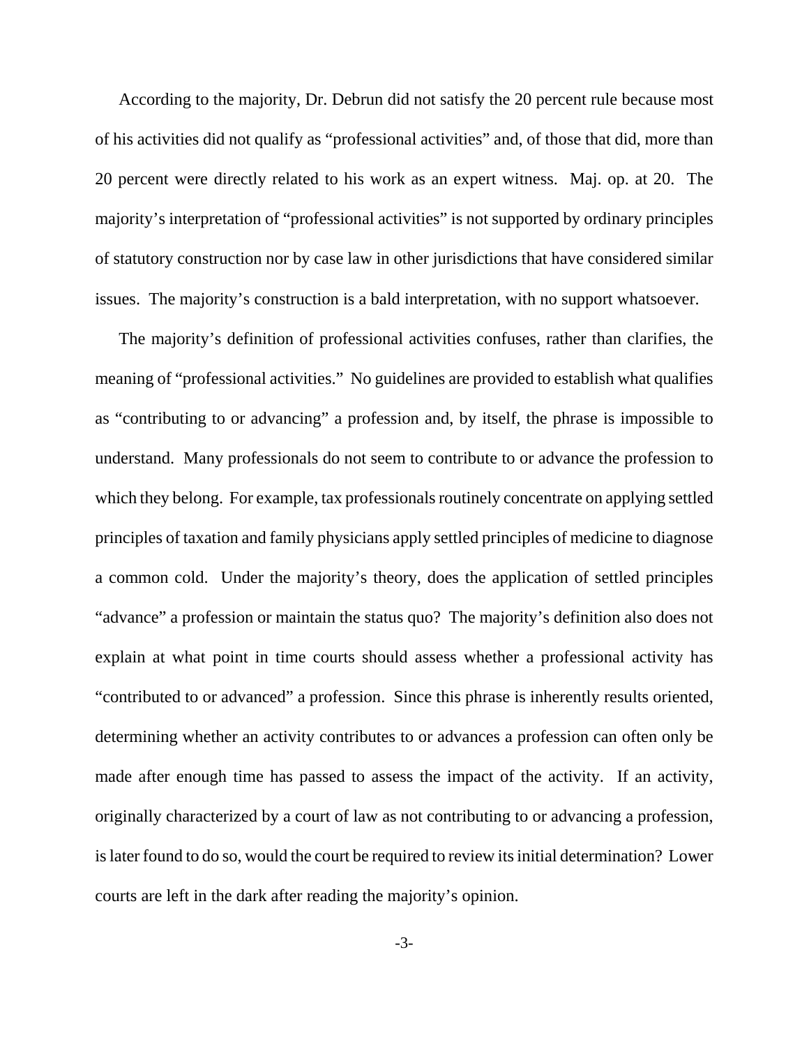According to the majority, Dr. Debrun did not satisfy the 20 percent rule because most of his activities did not qualify as "professional activities" and, of those that did, more than 20 percent were directly related to his work as an expert witness. Maj. op. at 20. The majority's interpretation of "professional activities" is not supported by ordinary principles of statutory construction nor by case law in other jurisdictions that have considered similar issues. The majority's construction is a bald interpretation, with no support whatsoever.

The majority's definition of professional activities confuses, rather than clarifies, the meaning of "professional activities." No guidelines are provided to establish what qualifies as "contributing to or advancing" a profession and, by itself, the phrase is impossible to understand. Many professionals do not seem to contribute to or advance the profession to which they belong. For example, tax professionals routinely concentrate on applying settled principles of taxation and family physicians apply settled principles of medicine to diagnose a common cold. Under the majority's theory, does the application of settled principles "advance" a profession or maintain the status quo? The majority's definition also does not explain at what point in time courts should assess whether a professional activity has "contributed to or advanced" a profession. Since this phrase is inherently results oriented, determining whether an activity contributes to or advances a profession can often only be made after enough time has passed to assess the impact of the activity. If an activity, originally characterized by a court of law as not contributing to or advancing a profession, is later found to do so, would the court be required to review its initial determination? Lower courts are left in the dark after reading the majority's opinion.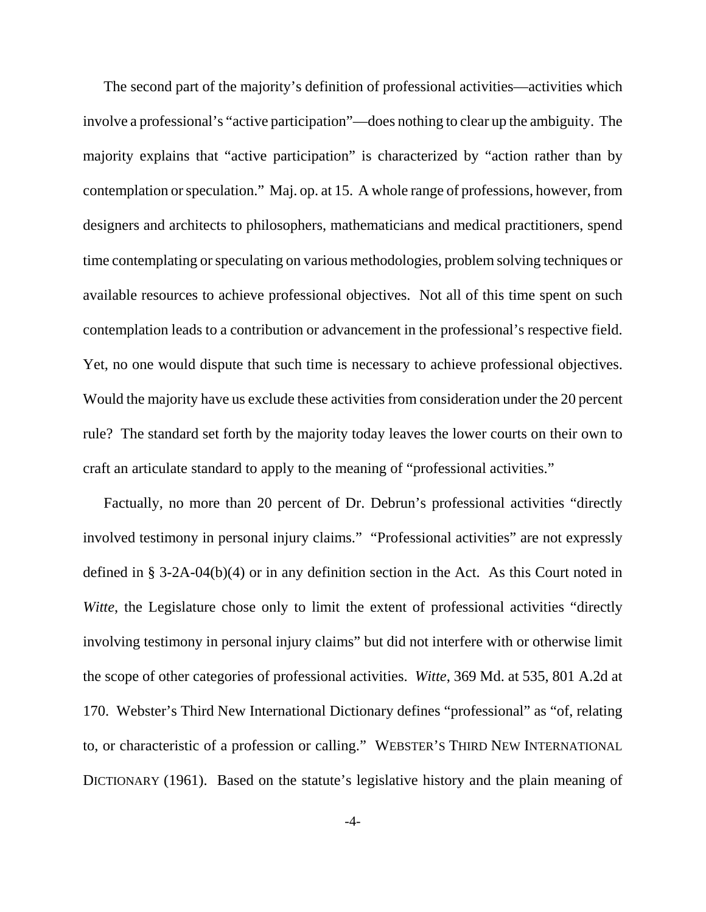The second part of the majority's definition of professional activities—activities which involve a professional's "active participation"—does nothing to clear up the ambiguity. The majority explains that "active participation" is characterized by "action rather than by contemplation or speculation." Maj. op. at 15. A whole range of professions, however, from designers and architects to philosophers, mathematicians and medical practitioners, spend time contemplating or speculating on various methodologies, problem solving techniques or available resources to achieve professional objectives. Not all of this time spent on such contemplation leads to a contribution or advancement in the professional's respective field. Yet, no one would dispute that such time is necessary to achieve professional objectives. Would the majority have us exclude these activities from consideration under the 20 percent rule? The standard set forth by the majority today leaves the lower courts on their own to craft an articulate standard to apply to the meaning of "professional activities."

Factually, no more than 20 percent of Dr. Debrun's professional activities "directly involved testimony in personal injury claims." "Professional activities" are not expressly defined in § 3-2A-04(b)(4) or in any definition section in the Act. As this Court noted in *Witte*, the Legislature chose only to limit the extent of professional activities "directly involving testimony in personal injury claims" but did not interfere with or otherwise limit the scope of other categories of professional activities. *Witte*, 369 Md. at 535, 801 A.2d at 170. Webster's Third New International Dictionary defines "professional" as "of, relating to, or characteristic of a profession or calling." WEBSTER'S THIRD NEW INTERNATIONAL DICTIONARY (1961). Based on the statute's legislative history and the plain meaning of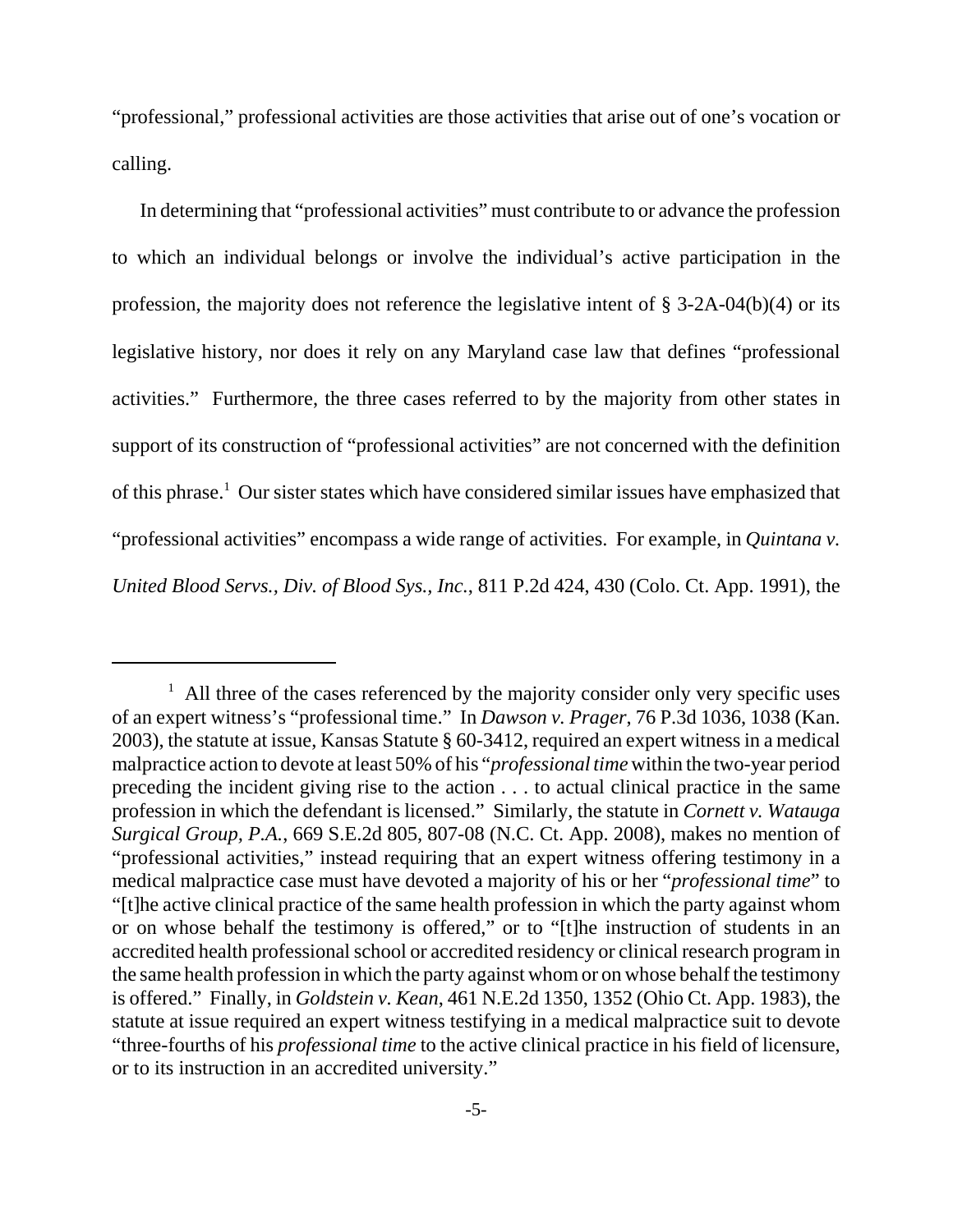"professional," professional activities are those activities that arise out of one's vocation or calling.

In determining that "professional activities" must contribute to or advance the profession to which an individual belongs or involve the individual's active participation in the profession, the majority does not reference the legislative intent of § 3-2A-04(b)(4) or its legislative history, nor does it rely on any Maryland case law that defines "professional activities." Furthermore, the three cases referred to by the majority from other states in support of its construction of "professional activities" are not concerned with the definition of this phrase.[1] Our sister states which have considered similar issues have emphasized that "professional activities" encompass a wide range of activities. For example, in *Quintana v. United Blood Servs., Div. of Blood Sys., Inc.*, 811 P.2d 424, 430 (Colo. Ct. App. 1991), the

---

[1] All three of the cases referenced by the majority consider only very specific uses of an expert witness's "professional time." In *Dawson v. Prager*, 76 P.3d 1036, 1038 (Kan. 2003), the statute at issue, Kansas Statute § 60-3412, required an expert witness in a medical malpractice action to devote at least 50% of his "*professional time* within the two-year period preceding the incident giving rise to the action . . . to actual clinical practice in the same profession in which the defendant is licensed." Similarly, the statute in *Cornett v. Watauga Surgical Group, P.A.*, 669 S.E.2d 805, 807-08 (N.C. Ct. App. 2008), makes no mention of "professional activities," instead requiring that an expert witness offering testimony in a medical malpractice case must have devoted a majority of his or her "*professional time*" to "[t]he active clinical practice of the same health profession in which the party against whom or on whose behalf the testimony is offered," or to "[t]he instruction of students in an accredited health professional school or accredited residency or clinical research program in the same health profession in which the party against whom or on whose behalf the testimony is offered." Finally, in *Goldstein v. Kean*, 461 N.E.2d 1350, 1352 (Ohio Ct. App. 1983), the statute at issue required an expert witness testifying in a medical malpractice suit to devote "three-fourths of his *professional time* to the active clinical practice in his field of licensure, or to its instruction in an accredited university."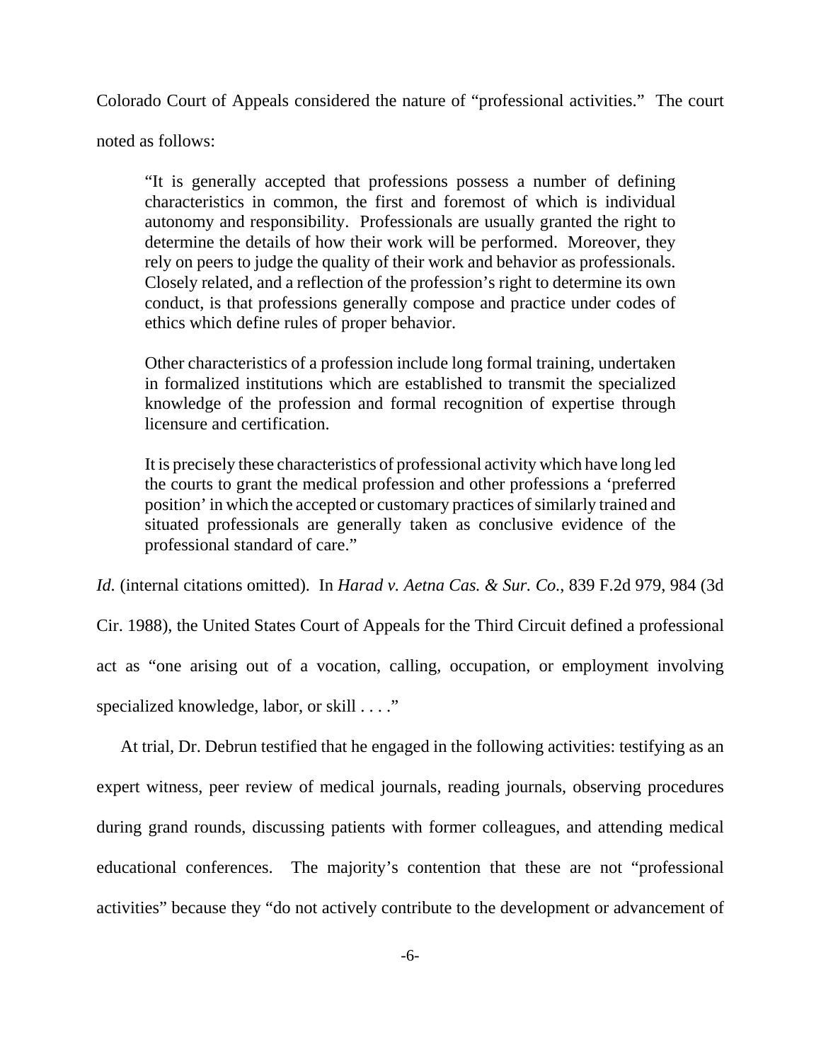Colorado Court of Appeals considered the nature of "professional activities." The court noted as follows:

> "It is generally accepted that professions possess a number of defining characteristics in common, the first and foremost of which is individual autonomy and responsibility. Professionals are usually granted the right to determine the details of how their work will be performed. Moreover, they rely on peers to judge the quality of their work and behavior as professionals. Closely related, and a reflection of the profession's right to determine its own conduct, is that professions generally compose and practice under codes of ethics which define rules of proper behavior.
>
> Other characteristics of a profession include long formal training, undertaken in formalized institutions which are established to transmit the specialized knowledge of the profession and formal recognition of expertise through licensure and certification.
>
> It is precisely these characteristics of professional activity which have long led the courts to grant the medical profession and other professions a 'preferred position' in which the accepted or customary practices of similarly trained and situated professionals are generally taken as conclusive evidence of the professional standard of care."

*Id.* (internal citations omitted). In *Harad v. Aetna Cas. & Sur. Co.*, 839 F.2d 979, 984 (3d Cir. 1988), the United States Court of Appeals for the Third Circuit defined a professional act as "one arising out of a vocation, calling, occupation, or employment involving specialized knowledge, labor, or skill . . . ."

At trial, Dr. Debrun testified that he engaged in the following activities: testifying as an expert witness, peer review of medical journals, reading journals, observing procedures during grand rounds, discussing patients with former colleagues, and attending medical educational conferences. The majority's contention that these are not "professional activities" because they "do not actively contribute to the development or advancement of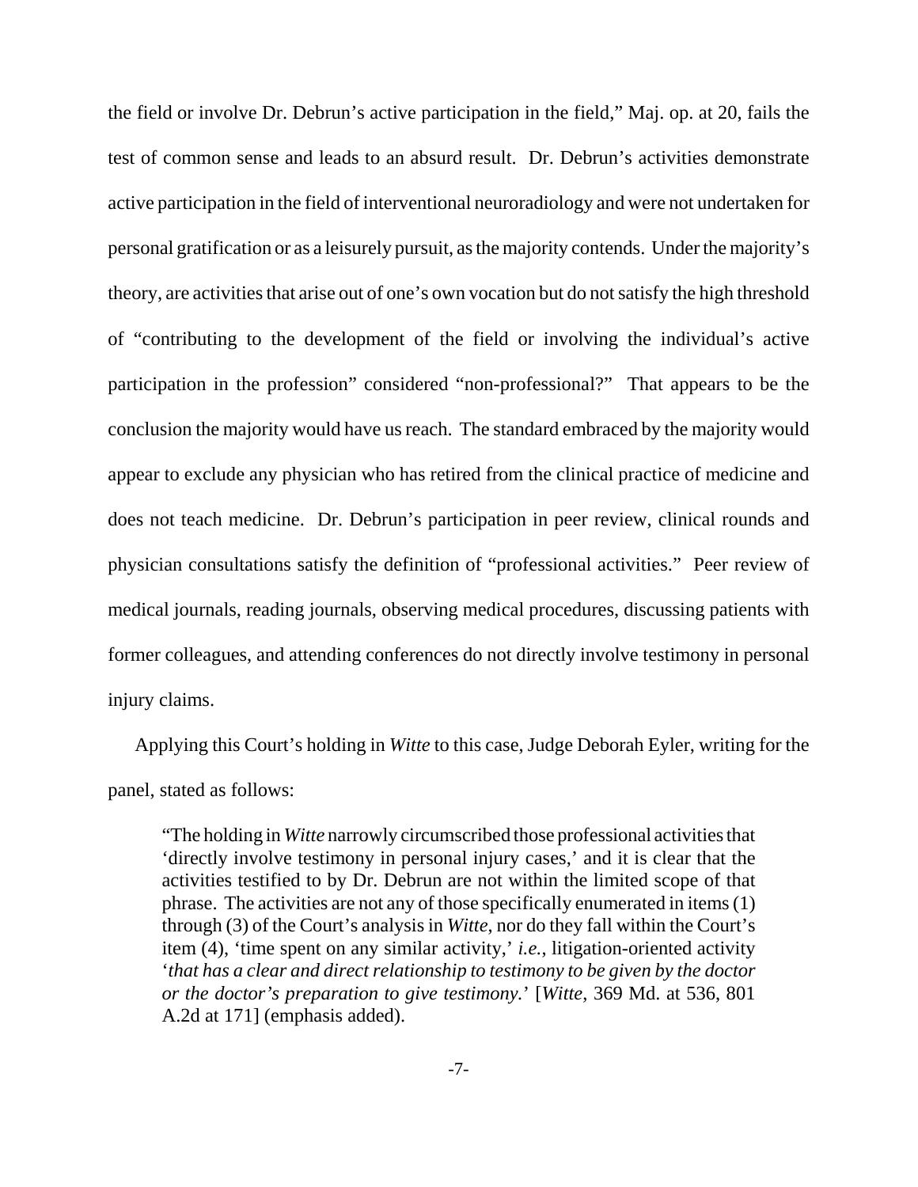the field or involve Dr. Debrun's active participation in the field," Maj. op. at 20, fails the test of common sense and leads to an absurd result. Dr. Debrun's activities demonstrate active participation in the field of interventional neuroradiology and were not undertaken for personal gratification or as a leisurely pursuit, as the majority contends. Under the majority's theory, are activities that arise out of one's own vocation but do not satisfy the high threshold of "contributing to the development of the field or involving the individual's active participation in the profession" considered "non-professional?" That appears to be the conclusion the majority would have us reach. The standard embraced by the majority would appear to exclude any physician who has retired from the clinical practice of medicine and does not teach medicine. Dr. Debrun's participation in peer review, clinical rounds and physician consultations satisfy the definition of "professional activities." Peer review of medical journals, reading journals, observing medical procedures, discussing patients with former colleagues, and attending conferences do not directly involve testimony in personal injury claims.

Applying this Court's holding in *Witte* to this case, Judge Deborah Eyler, writing for the panel, stated as follows:

> "The holding in *Witte* narrowly circumscribed those professional activities that 'directly involve testimony in personal injury cases,' and it is clear that the activities testified to by Dr. Debrun are not within the limited scope of that phrase. The activities are not any of those specifically enumerated in items (1) through (3) of the Court's analysis in *Witte*, nor do they fall within the Court's item (4), 'time spent on any similar activity,' *i.e.*, litigation-oriented activity '*that has a clear and direct relationship to testimony to be given by the doctor or the doctor's preparation to give testimony.*' [*Witte*, 369 Md. at 536, 801 A.2d at 171] (emphasis added).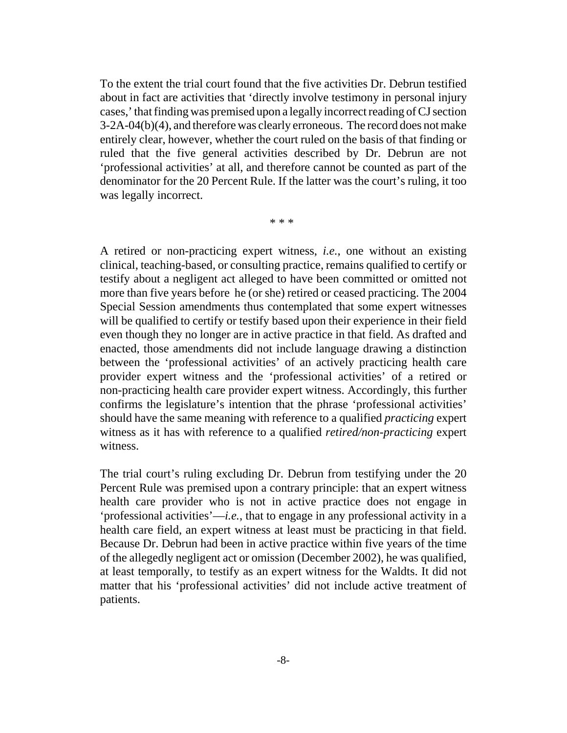To the extent the trial court found that the five activities Dr. Debrun testified about in fact are activities that 'directly involve testimony in personal injury cases,' that finding was premised upon a legally incorrect reading of CJ section 3-2A-04(b)(4), and therefore was clearly erroneous. The record does not make entirely clear, however, whether the court ruled on the basis of that finding or ruled that the five general activities described by Dr. Debrun are not 'professional activities' at all, and therefore cannot be counted as part of the denominator for the 20 Percent Rule. If the latter was the court's ruling, it too was legally incorrect.

\* \* \*

A retired or non-practicing expert witness, *i.e.*, one without an existing clinical, teaching-based, or consulting practice, remains qualified to certify or testify about a negligent act alleged to have been committed or omitted not more than five years before he (or she) retired or ceased practicing. The 2004 Special Session amendments thus contemplated that some expert witnesses will be qualified to certify or testify based upon their experience in their field even though they no longer are in active practice in that field. As drafted and enacted, those amendments did not include language drawing a distinction between the 'professional activities' of an actively practicing health care provider expert witness and the 'professional activities' of a retired or non-practicing health care provider expert witness. Accordingly, this further confirms the legislature's intention that the phrase 'professional activities' should have the same meaning with reference to a qualified *practicing* expert witness as it has with reference to a qualified *retired/non-practicing* expert witness.

The trial court's ruling excluding Dr. Debrun from testifying under the 20 Percent Rule was premised upon a contrary principle: that an expert witness health care provider who is not in active practice does not engage in 'professional activities'—*i.e.*, that to engage in any professional activity in a health care field, an expert witness at least must be practicing in that field. Because Dr. Debrun had been in active practice within five years of the time of the allegedly negligent act or omission (December 2002), he was qualified, at least temporally, to testify as an expert witness for the Waldts. It did not matter that his 'professional activities' did not include active treatment of patients.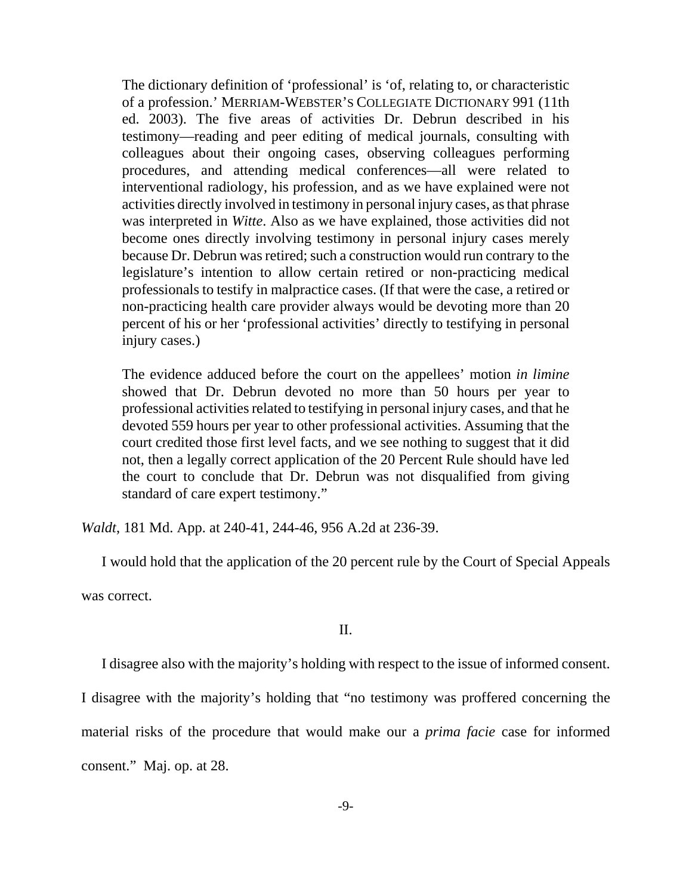> The dictionary definition of 'professional' is 'of, relating to, or characteristic of a profession.' MERRIAM-WEBSTER'S COLLEGIATE DICTIONARY 991 (11th ed. 2003). The five areas of activities Dr. Debrun described in his testimony—reading and peer editing of medical journals, consulting with colleagues about their ongoing cases, observing colleagues performing procedures, and attending medical conferences—all were related to interventional radiology, his profession, and as we have explained were not activities directly involved in testimony in personal injury cases, as that phrase was interpreted in *Witte*. Also as we have explained, those activities did not become ones directly involving testimony in personal injury cases merely because Dr. Debrun was retired; such a construction would run contrary to the legislature's intention to allow certain retired or non-practicing medical professionals to testify in malpractice cases. (If that were the case, a retired or non-practicing health care provider always would be devoting more than 20 percent of his or her 'professional activities' directly to testifying in personal injury cases.)
>
> The evidence adduced before the court on the appellees' motion *in limine* showed that Dr. Debrun devoted no more than 50 hours per year to professional activities related to testifying in personal injury cases, and that he devoted 559 hours per year to other professional activities. Assuming that the court credited those first level facts, and we see nothing to suggest that it did not, then a legally correct application of the 20 Percent Rule should have led the court to conclude that Dr. Debrun was not disqualified from giving standard of care expert testimony."

*Waldt*, 181 Md. App. at 240-41, 244-46, 956 A.2d at 236-39.

I would hold that the application of the 20 percent rule by the Court of Special Appeals was correct.

II.

I disagree also with the majority's holding with respect to the issue of informed consent. I disagree with the majority's holding that "no testimony was proffered concerning the material risks of the procedure that would make our a *prima facie* case for informed consent." Maj. op. at 28.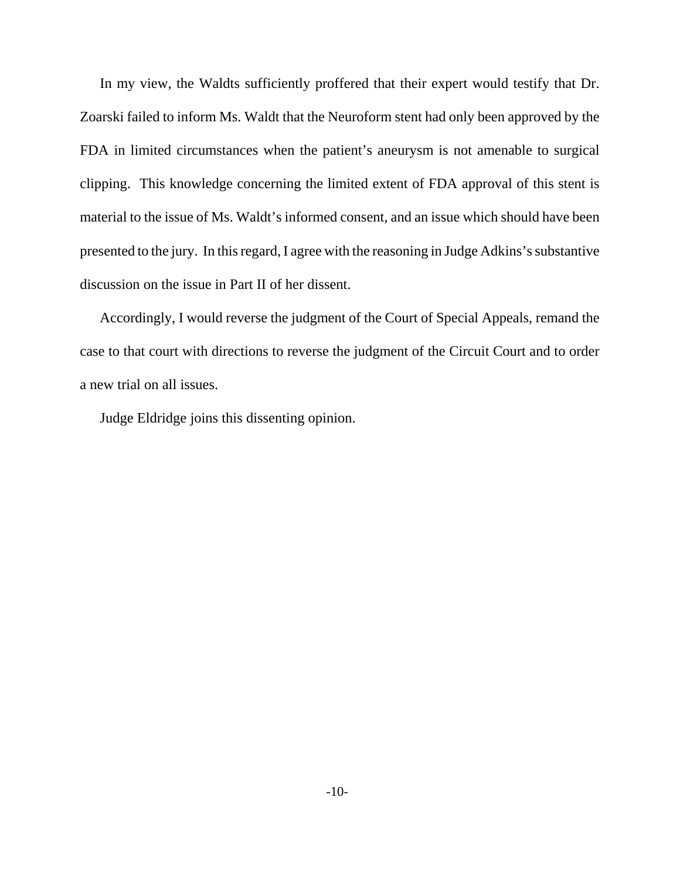In my view, the Waldts sufficiently proffered that their expert would testify that Dr. Zoarski failed to inform Ms. Waldt that the Neuroform stent had only been approved by the FDA in limited circumstances when the patient's aneurysm is not amenable to surgical clipping. This knowledge concerning the limited extent of FDA approval of this stent is material to the issue of Ms. Waldt's informed consent, and an issue which should have been presented to the jury. In this regard, I agree with the reasoning in Judge Adkins's substantive discussion on the issue in Part II of her dissent.

Accordingly, I would reverse the judgment of the Court of Special Appeals, remand the case to that court with directions to reverse the judgment of the Circuit Court and to order a new trial on all issues.

Judge Eldridge joins this dissenting opinion.